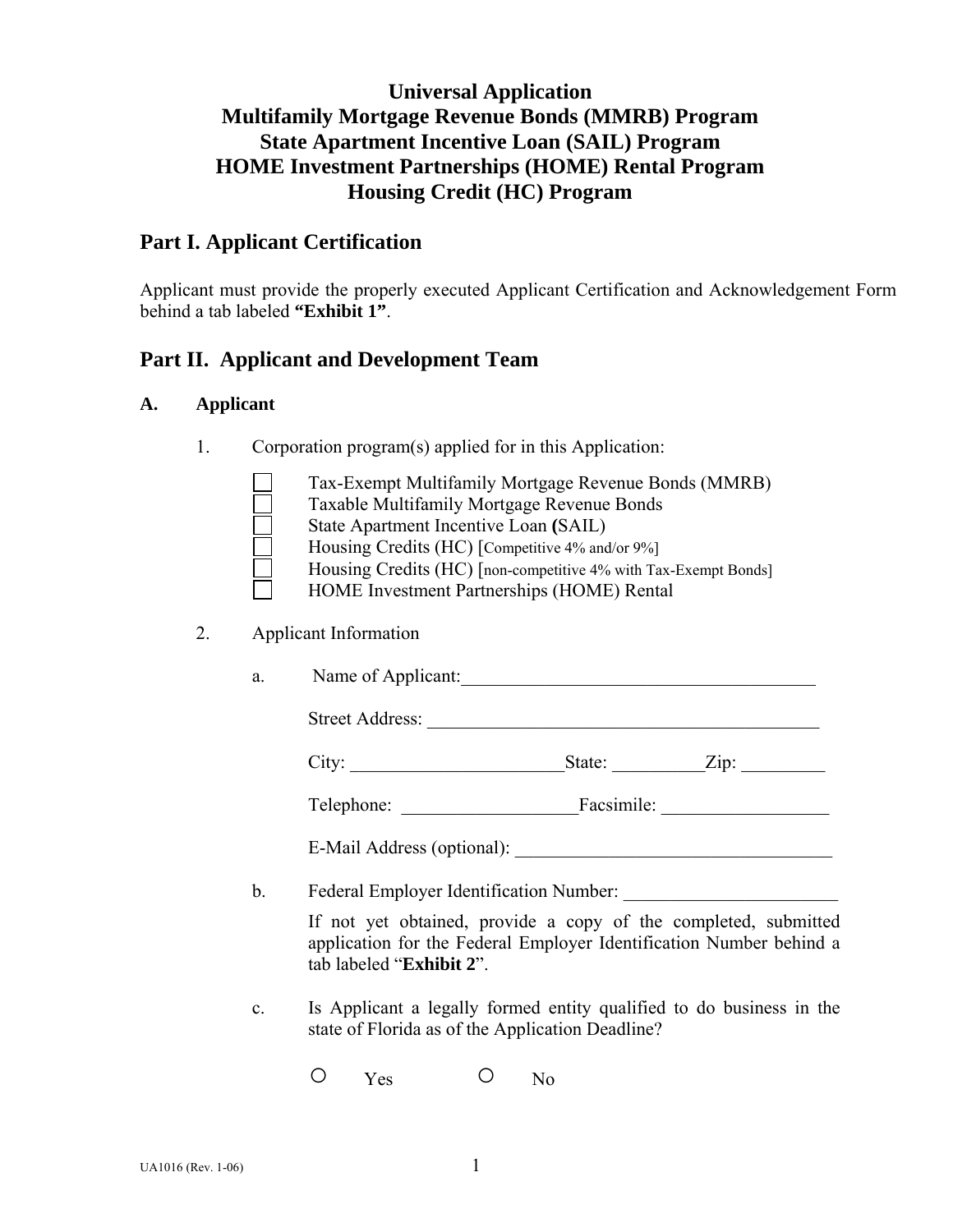# Universal Application
# Multifamily Mortgage Revenue Bonds (MMRB) Program
# State Apartment Incentive Loan (SAIL) Program
# HOME Investment Partnerships (HOME) Rental Program
# Housing Credit (HC) Program

## Part I. Applicant Certification

Applicant must provide the properly executed Applicant Certification and Acknowledgement Form behind a tab labeled **"Exhibit 1"**.

## Part II. Applicant and Development Team

### A. Applicant

1. Corporation program(s) applied for in this Application:

   - ☐ Tax-Exempt Multifamily Mortgage Revenue Bonds (MMRB)
   - ☐ Taxable Multifamily Mortgage Revenue Bonds
   - ☐ State Apartment Incentive Loan **(**SAIL)
   - ☐ Housing Credits (HC) [Competitive 4% and/or 9%]
   - ☐ Housing Credits (HC) [non-competitive 4% with Tax-Exempt Bonds]
   - ☐ HOME Investment Partnerships (HOME) Rental

2. Applicant Information

   a. Name of Applicant:_______________________________________

      Street Address: ___________________________________________

      City: _______________________State: __________Zip: _________

      Telephone: ___________________Facsimile: __________________

      E-Mail Address (optional): __________________________________

   b. Federal Employer Identification Number: _______________________

      If not yet obtained, provide a copy of the completed, submitted application for the Federal Employer Identification Number behind a tab labeled "**Exhibit 2**".

   c. Is Applicant a legally formed entity qualified to do business in the state of Florida as of the Application Deadline?

      ○ Yes ○ No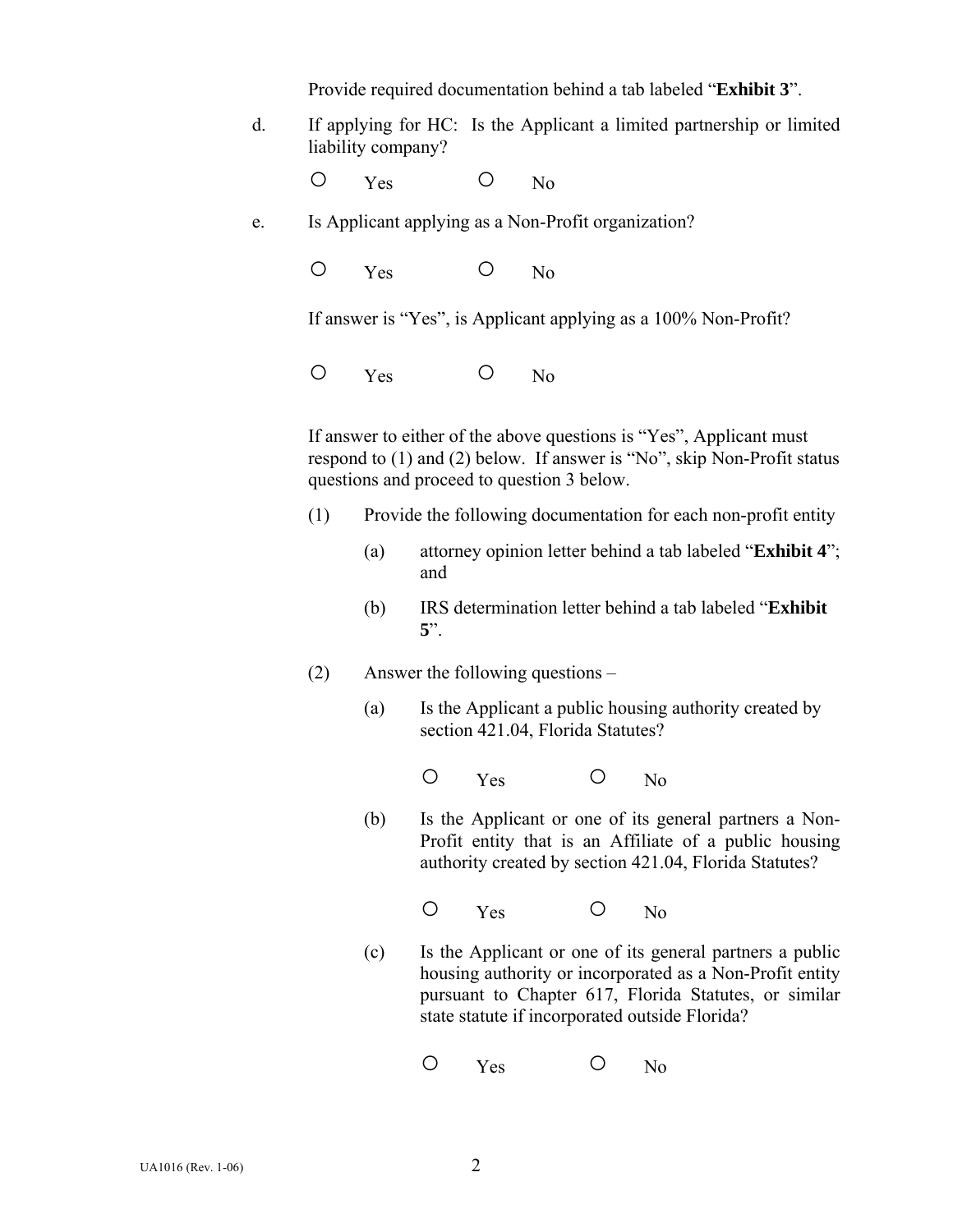Provide required documentation behind a tab labeled "**Exhibit 3**".

d. If applying for HC: Is the Applicant a limited partnership or limited liability company?

○ Yes ○ No

e. Is Applicant applying as a Non-Profit organization?

○ Yes ○ No

If answer is "Yes", is Applicant applying as a 100% Non-Profit?

○ Yes ○ No

If answer to either of the above questions is "Yes", Applicant must respond to (1) and (2) below. If answer is "No", skip Non-Profit status questions and proceed to question 3 below.

(1) Provide the following documentation for each non-profit entity

(a) attorney opinion letter behind a tab labeled "**Exhibit 4**"; and

(b) IRS determination letter behind a tab labeled "**Exhibit 5**".

(2) Answer the following questions –

(a) Is the Applicant a public housing authority created by section 421.04, Florida Statutes?

○ Yes ○ No

(b) Is the Applicant or one of its general partners a Non-Profit entity that is an Affiliate of a public housing authority created by section 421.04, Florida Statutes?

○ Yes ○ No

(c) Is the Applicant or one of its general partners a public housing authority or incorporated as a Non-Profit entity pursuant to Chapter 617, Florida Statutes, or similar state statute if incorporated outside Florida?

○ Yes ○ No

UA1016 (Rev. 1-06)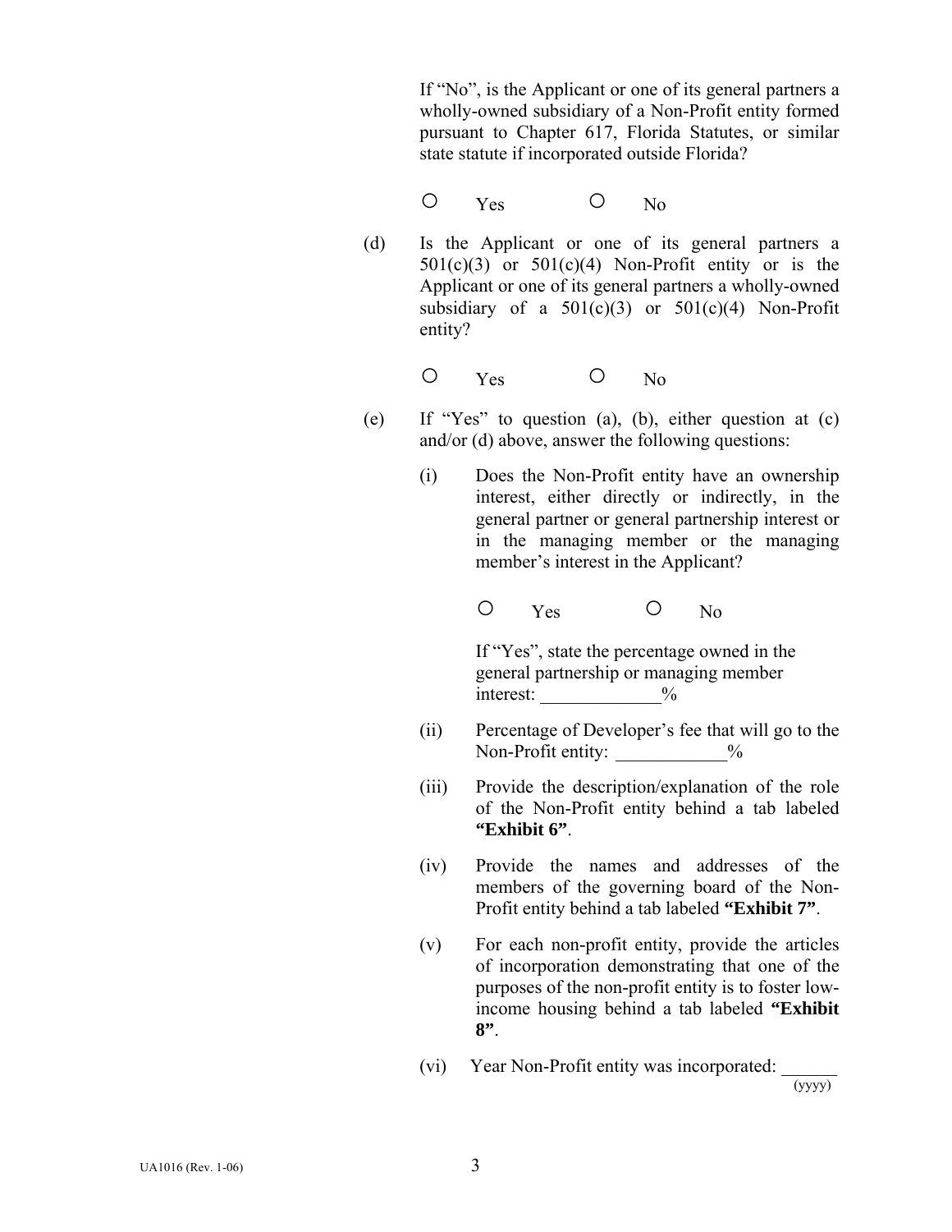If "No", is the Applicant or one of its general partners a wholly-owned subsidiary of a Non-Profit entity formed pursuant to Chapter 617, Florida Statutes, or similar state statute if incorporated outside Florida?

○ Yes ○ No

(d) Is the Applicant or one of its general partners a 501(c)(3) or 501(c)(4) Non-Profit entity or is the Applicant or one of its general partners a wholly-owned subsidiary of a 501(c)(3) or 501(c)(4) Non-Profit entity?

○ Yes ○ No

(e) If "Yes" to question (a), (b), either question at (c) and/or (d) above, answer the following questions:

(i) Does the Non-Profit entity have an ownership interest, either directly or indirectly, in the general partner or general partnership interest or in the managing member or the managing member's interest in the Applicant?

○ Yes ○ No

If "Yes", state the percentage owned in the general partnership or managing member interest: _____________%

(ii) Percentage of Developer's fee that will go to the Non-Profit entity: ____________%

(iii) Provide the description/explanation of the role of the Non-Profit entity behind a tab labeled **"Exhibit 6"**.

(iv) Provide the names and addresses of the members of the governing board of the Non-Profit entity behind a tab labeled **"Exhibit 7"**.

(v) For each non-profit entity, provide the articles of incorporation demonstrating that one of the purposes of the non-profit entity is to foster low-income housing behind a tab labeled **"Exhibit 8"**.

(vi) Year Non-Profit entity was incorporated: ______ (yyyy)

UA1016 (Rev. 1-06)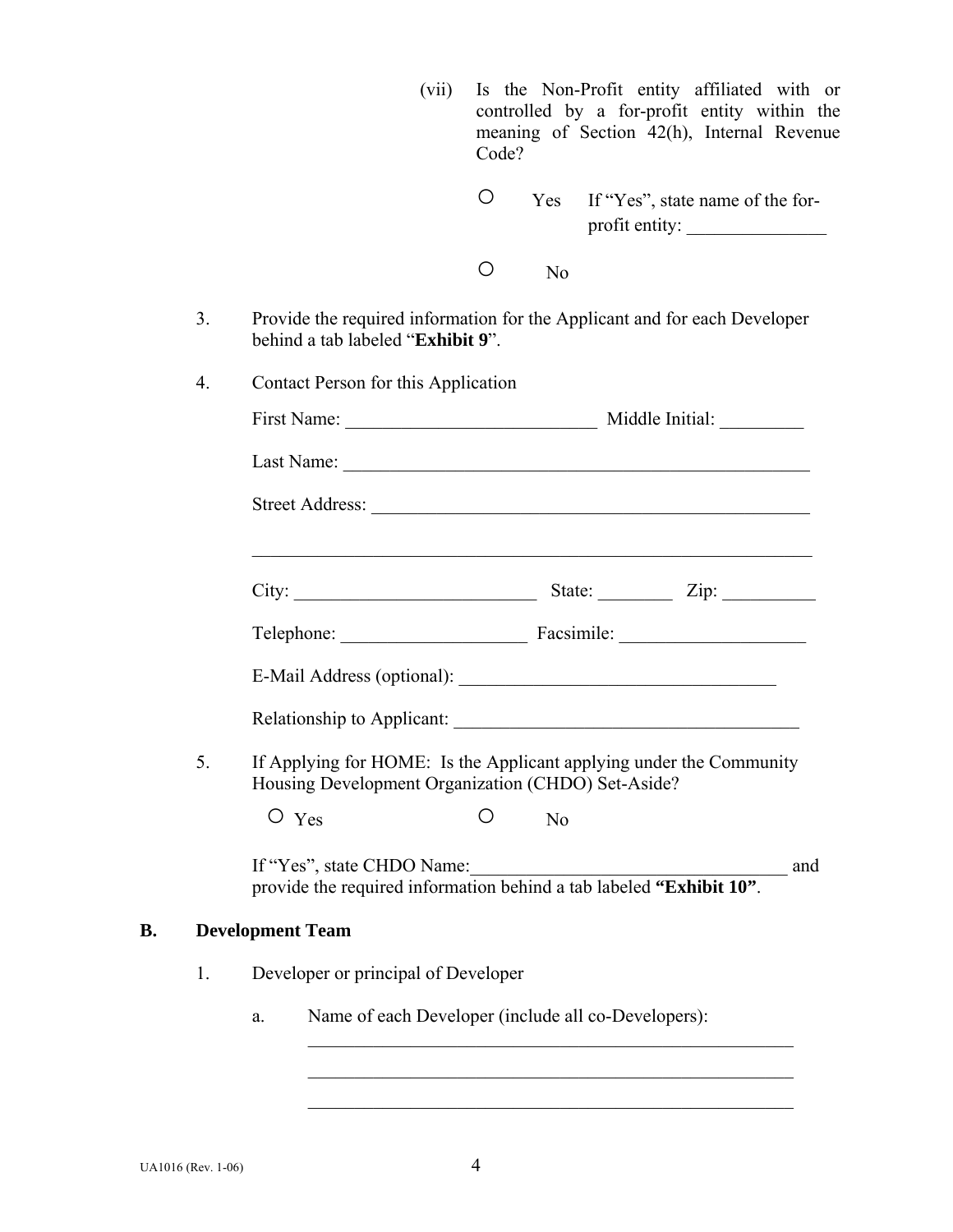(vii) Is the Non-Profit entity affiliated with or controlled by a for-profit entity within the meaning of Section 42(h), Internal Revenue Code?

○ Yes If "Yes", state name of the for-profit entity: _______________

○ No

3. Provide the required information for the Applicant and for each Developer behind a tab labeled "**Exhibit 9**".

4. Contact Person for this Application

First Name: ___________________________ Middle Initial: _________

Last Name: ___________________________________________________

Street Address: ______________________________________________

_____________________________________________________________

City: __________________________ State: ________ Zip: __________

Telephone: ____________________ Facsimile: ____________________

E-Mail Address (optional): __________________________________

Relationship to Applicant: ____________________________________

5. If Applying for HOME: Is the Applicant applying under the Community Housing Development Organization (CHDO) Set-Aside?

○ Yes ○ No

If "Yes", state CHDO Name:__________________________________ and provide the required information behind a tab labeled **"Exhibit 10"**.

## B. Development Team

1. Developer or principal of Developer

a. Name of each Developer (include all co-Developers):

______________________________________________________

______________________________________________________

______________________________________________________

UA1016 (Rev. 1-06)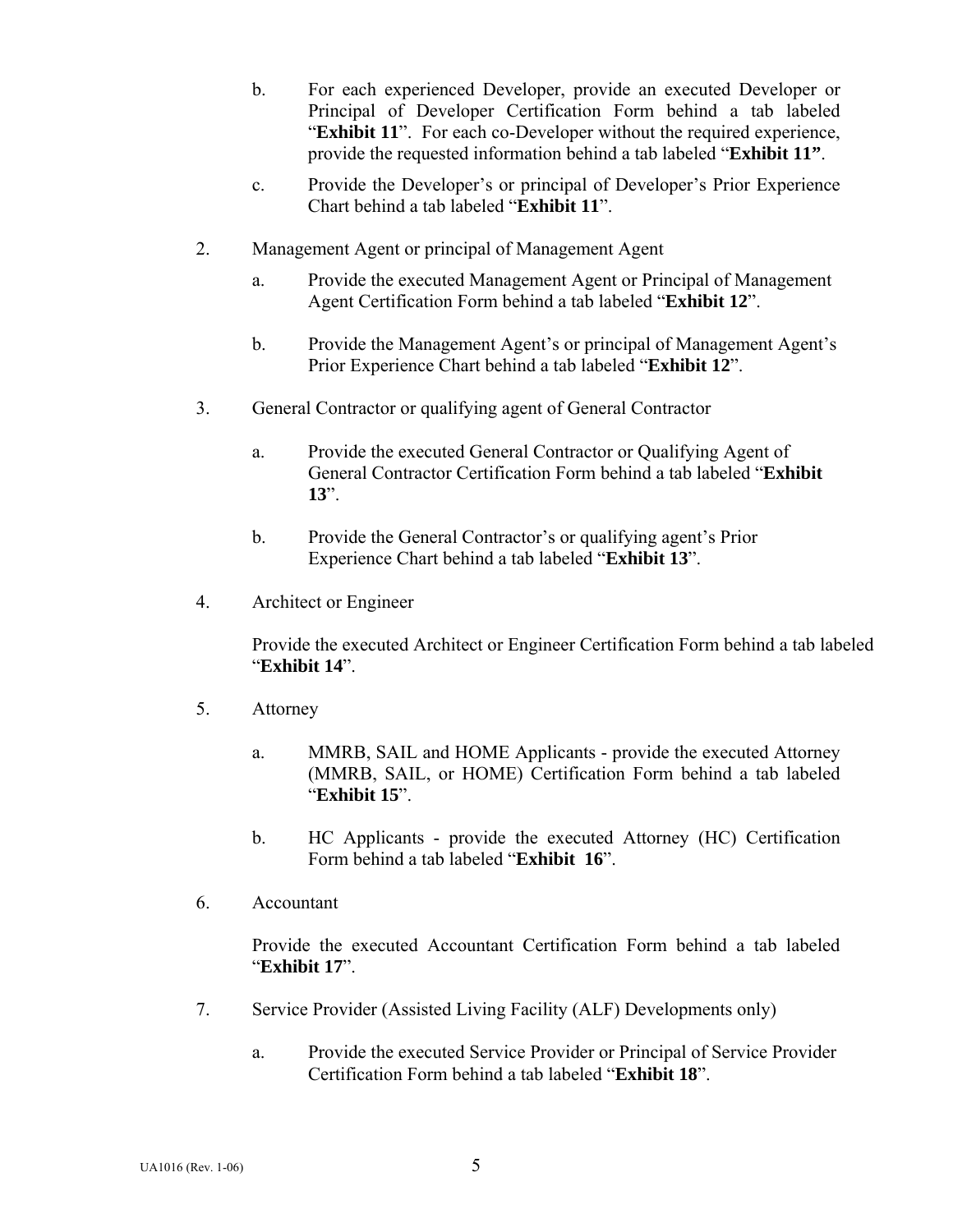b. For each experienced Developer, provide an executed Developer or Principal of Developer Certification Form behind a tab labeled "**Exhibit 11**". For each co-Developer without the required experience, provide the requested information behind a tab labeled "**Exhibit 11**".

c. Provide the Developer's or principal of Developer's Prior Experience Chart behind a tab labeled "**Exhibit 11**".

2. Management Agent or principal of Management Agent

   a. Provide the executed Management Agent or Principal of Management Agent Certification Form behind a tab labeled "**Exhibit 12**".

   b. Provide the Management Agent's or principal of Management Agent's Prior Experience Chart behind a tab labeled "**Exhibit 12**".

3. General Contractor or qualifying agent of General Contractor

   a. Provide the executed General Contractor or Qualifying Agent of General Contractor Certification Form behind a tab labeled "**Exhibit 13**".

   b. Provide the General Contractor's or qualifying agent's Prior Experience Chart behind a tab labeled "**Exhibit 13**".

4. Architect or Engineer

   Provide the executed Architect or Engineer Certification Form behind a tab labeled "**Exhibit 14**".

5. Attorney

   a. MMRB, SAIL and HOME Applicants - provide the executed Attorney (MMRB, SAIL, or HOME) Certification Form behind a tab labeled "**Exhibit 15**".

   b. HC Applicants - provide the executed Attorney (HC) Certification Form behind a tab labeled "**Exhibit 16**".

6. Accountant

   Provide the executed Accountant Certification Form behind a tab labeled "**Exhibit 17**".

7. Service Provider (Assisted Living Facility (ALF) Developments only)

   a. Provide the executed Service Provider or Principal of Service Provider Certification Form behind a tab labeled "**Exhibit 18**".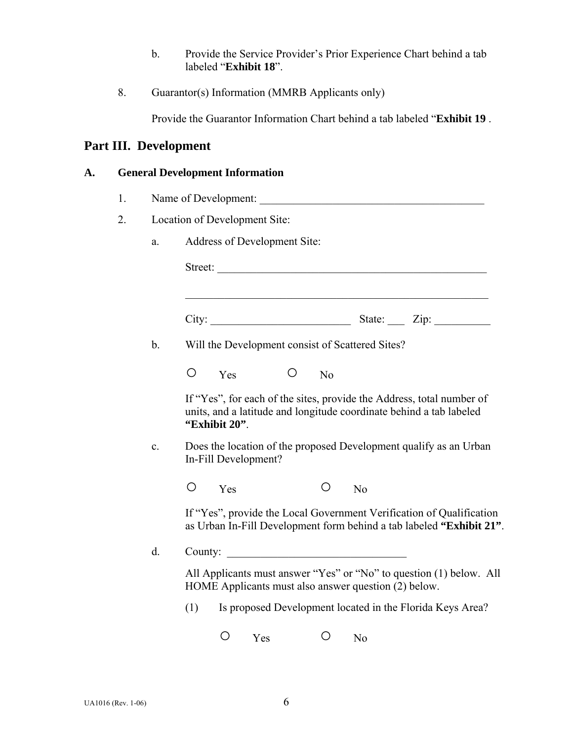b. Provide the Service Provider's Prior Experience Chart behind a tab labeled "**Exhibit 18**".

8. Guarantor(s) Information (MMRB Applicants only)

   Provide the Guarantor Information Chart behind a tab labeled "**Exhibit 19** .

## Part III. Development

### A. General Development Information

1. Name of Development: ___________________________________________

2. Location of Development Site:

   a. Address of Development Site:

      Street: ____________________________________________________

      __________________________________________________________

      City: _________________________ State: ___ Zip: __________

   b. Will the Development consist of Scattered Sites?

      ○ Yes ○ No

      If "Yes", for each of the sites, provide the Address, total number of units, and a latitude and longitude coordinate behind a tab labeled **"Exhibit 20"**.

   c. Does the location of the proposed Development qualify as an Urban In-Fill Development?

      ○ Yes ○ No

      If "Yes", provide the Local Government Verification of Qualification as Urban In-Fill Development form behind a tab labeled **"Exhibit 21"**.

   d. County: ________________________________

      All Applicants must answer "Yes" or "No" to question (1) below. All HOME Applicants must also answer question (2) below.

      (1) Is proposed Development located in the Florida Keys Area?

         ○ Yes ○ No

UA1016 (Rev. 1-06)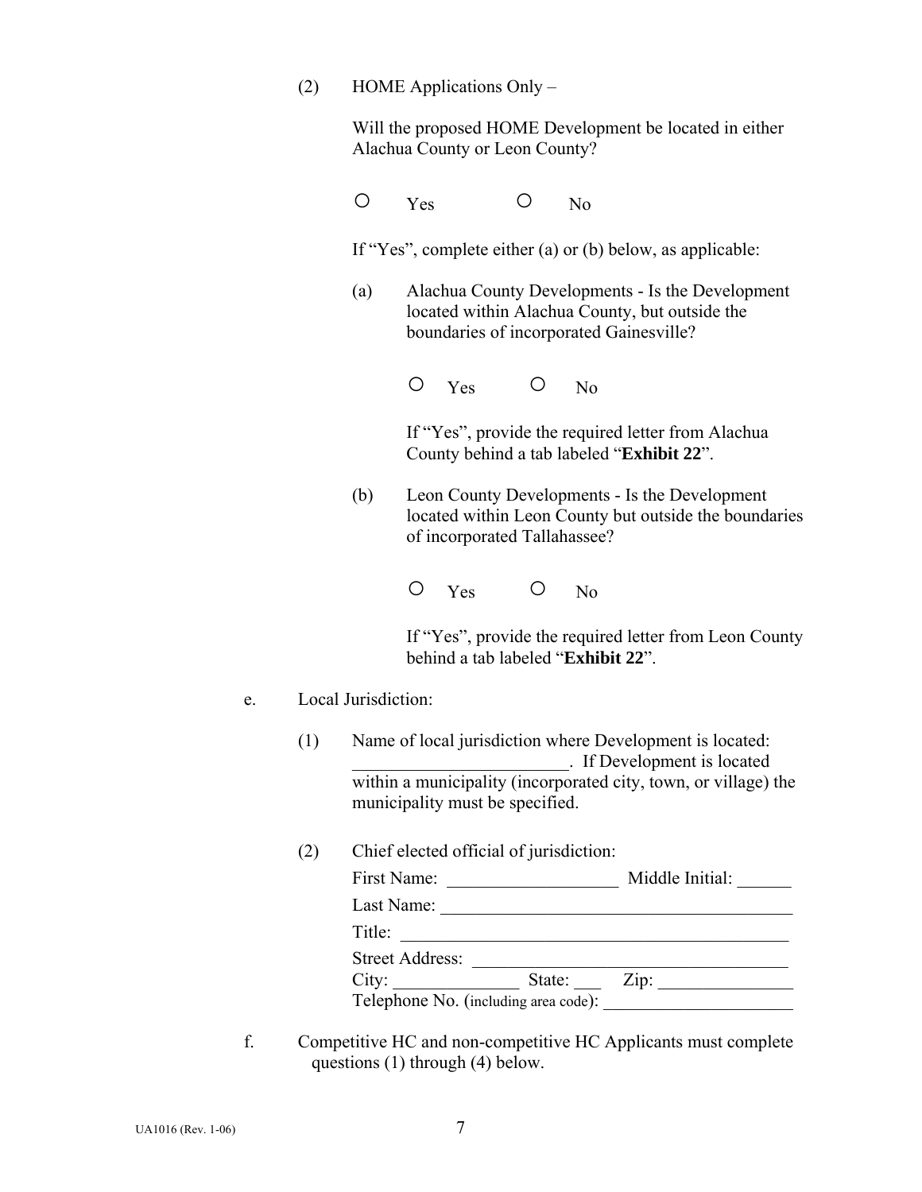(2) HOME Applications Only –

Will the proposed HOME Development be located in either Alachua County or Leon County?

○ Yes ○ No

If "Yes", complete either (a) or (b) below, as applicable:

(a) Alachua County Developments - Is the Development located within Alachua County, but outside the boundaries of incorporated Gainesville?

○ Yes ○ No

If "Yes", provide the required letter from Alachua County behind a tab labeled "**Exhibit 22**".

(b) Leon County Developments - Is the Development located within Leon County but outside the boundaries of incorporated Tallahassee?

○ Yes ○ No

If "Yes", provide the required letter from Leon County behind a tab labeled "**Exhibit 22**".

e. Local Jurisdiction:

(1) Name of local jurisdiction where Development is located: _______________________. If Development is located within a municipality (incorporated city, town, or village) the municipality must be specified.

(2) Chief elected official of jurisdiction:

First Name: ___________________ Middle Initial: ______

Last Name: _______________________________________

Title: ___________________________________________

Street Address: ___________________________________

City: ______________ State: ___ Zip: _______________

Telephone No. (including area code): _____________________

f. Competitive HC and non-competitive HC Applicants must complete questions (1) through (4) below.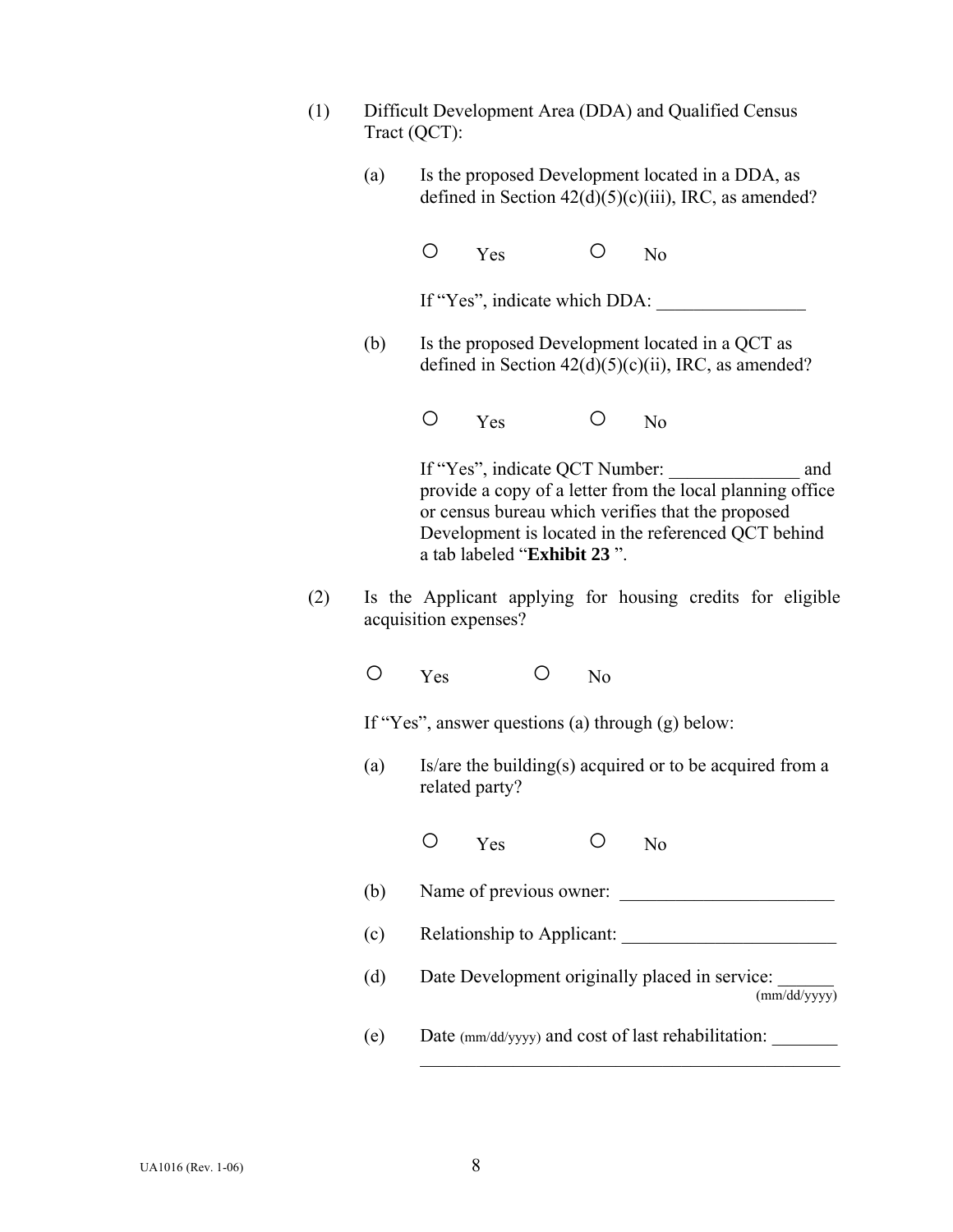(1) Difficult Development Area (DDA) and Qualified Census Tract (QCT):

(a) Is the proposed Development located in a DDA, as defined in Section 42(d)(5)(c)(iii), IRC, as amended?

○ Yes ○ No

If "Yes", indicate which DDA: ________________

(b) Is the proposed Development located in a QCT as defined in Section 42(d)(5)(c)(ii), IRC, as amended?

○ Yes ○ No

If "Yes", indicate QCT Number: ______________ and provide a copy of a letter from the local planning office or census bureau which verifies that the proposed Development is located in the referenced QCT behind a tab labeled "**Exhibit 23** ".

(2) Is the Applicant applying for housing credits for eligible acquisition expenses?

○ Yes ○ No

If "Yes", answer questions (a) through (g) below:

(a) Is/are the building(s) acquired or to be acquired from a related party?

○ Yes ○ No

(b) Name of previous owner: _______________________

(c) Relationship to Applicant: _______________________

(d) Date Development originally placed in service: ______ (mm/dd/yyyy)

(e) Date (mm/dd/yyyy) and cost of last rehabilitation: _______
_______________________________________________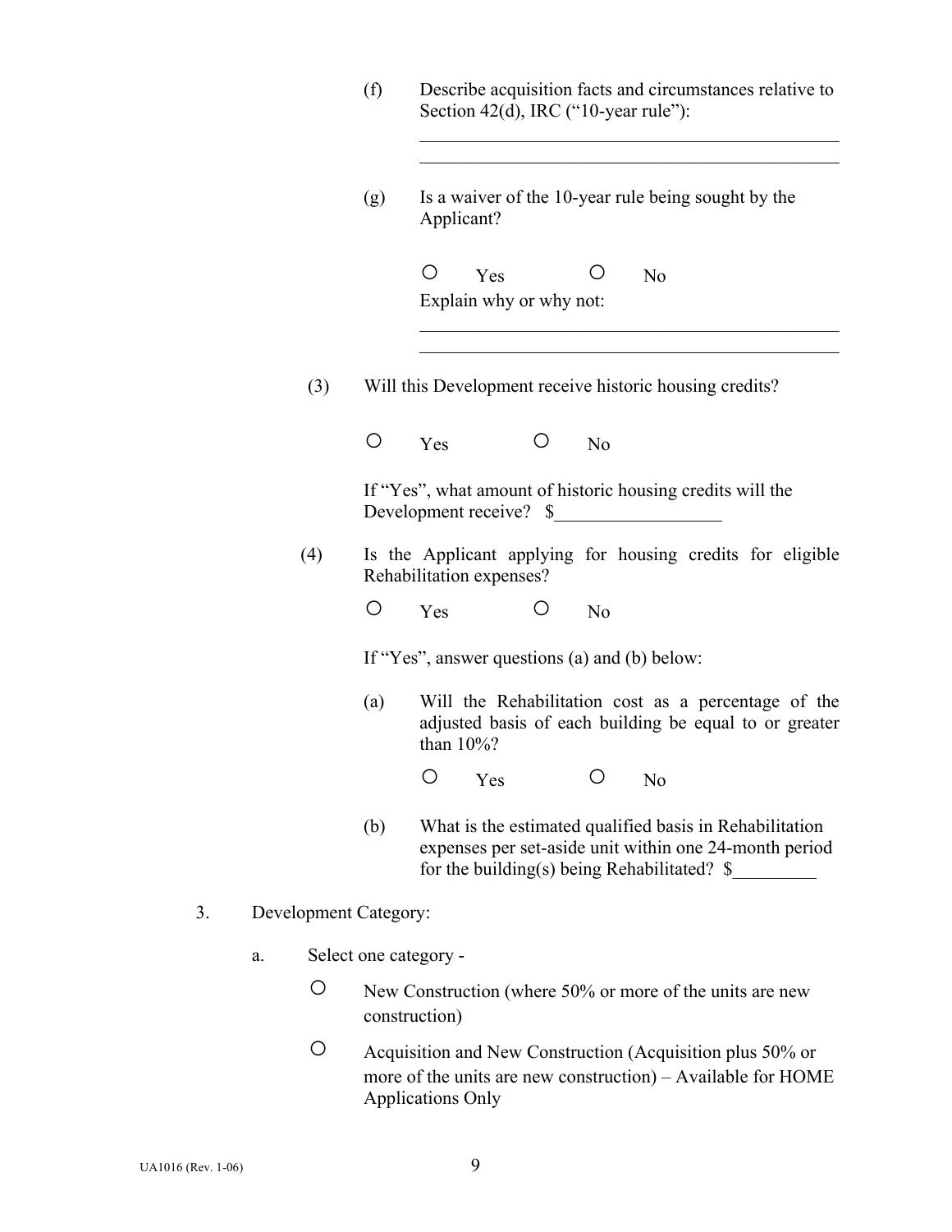(f) Describe acquisition facts and circumstances relative to Section 42(d), IRC ("10-year rule"):

\_\_\_\_\_\_\_\_\_\_\_\_\_\_\_\_\_\_\_\_\_\_\_\_\_\_\_\_\_\_\_\_\_\_\_\_\_\_\_\_\_\_\_\_\_\_\_\_
\_\_\_\_\_\_\_\_\_\_\_\_\_\_\_\_\_\_\_\_\_\_\_\_\_\_\_\_\_\_\_\_\_\_\_\_\_\_\_\_\_\_\_\_\_\_\_\_

(g) Is a waiver of the 10-year rule being sought by the Applicant?

○ Yes ○ No

Explain why or why not:

\_\_\_\_\_\_\_\_\_\_\_\_\_\_\_\_\_\_\_\_\_\_\_\_\_\_\_\_\_\_\_\_\_\_\_\_\_\_\_\_\_\_\_\_\_\_\_\_
\_\_\_\_\_\_\_\_\_\_\_\_\_\_\_\_\_\_\_\_\_\_\_\_\_\_\_\_\_\_\_\_\_\_\_\_\_\_\_\_\_\_\_\_\_\_\_\_

(3) Will this Development receive historic housing credits?

○ Yes ○ No

If "Yes", what amount of historic housing credits will the Development receive? $\_\_\_\_\_\_\_\_\_\_\_\_\_\_\_\_\_\_

(4) Is the Applicant applying for housing credits for eligible Rehabilitation expenses?

○ Yes ○ No

If "Yes", answer questions (a) and (b) below:

(a) Will the Rehabilitation cost as a percentage of the adjusted basis of each building be equal to or greater than 10%?

○ Yes ○ No

(b) What is the estimated qualified basis in Rehabilitation expenses per set-aside unit within one 24-month period for the building(s) being Rehabilitated? $\_\_\_\_\_\_\_\_\_

3. Development Category:

a. Select one category -

○ New Construction (where 50% or more of the units are new construction)

○ Acquisition and New Construction (Acquisition plus 50% or more of the units are new construction) – Available for HOME Applications Only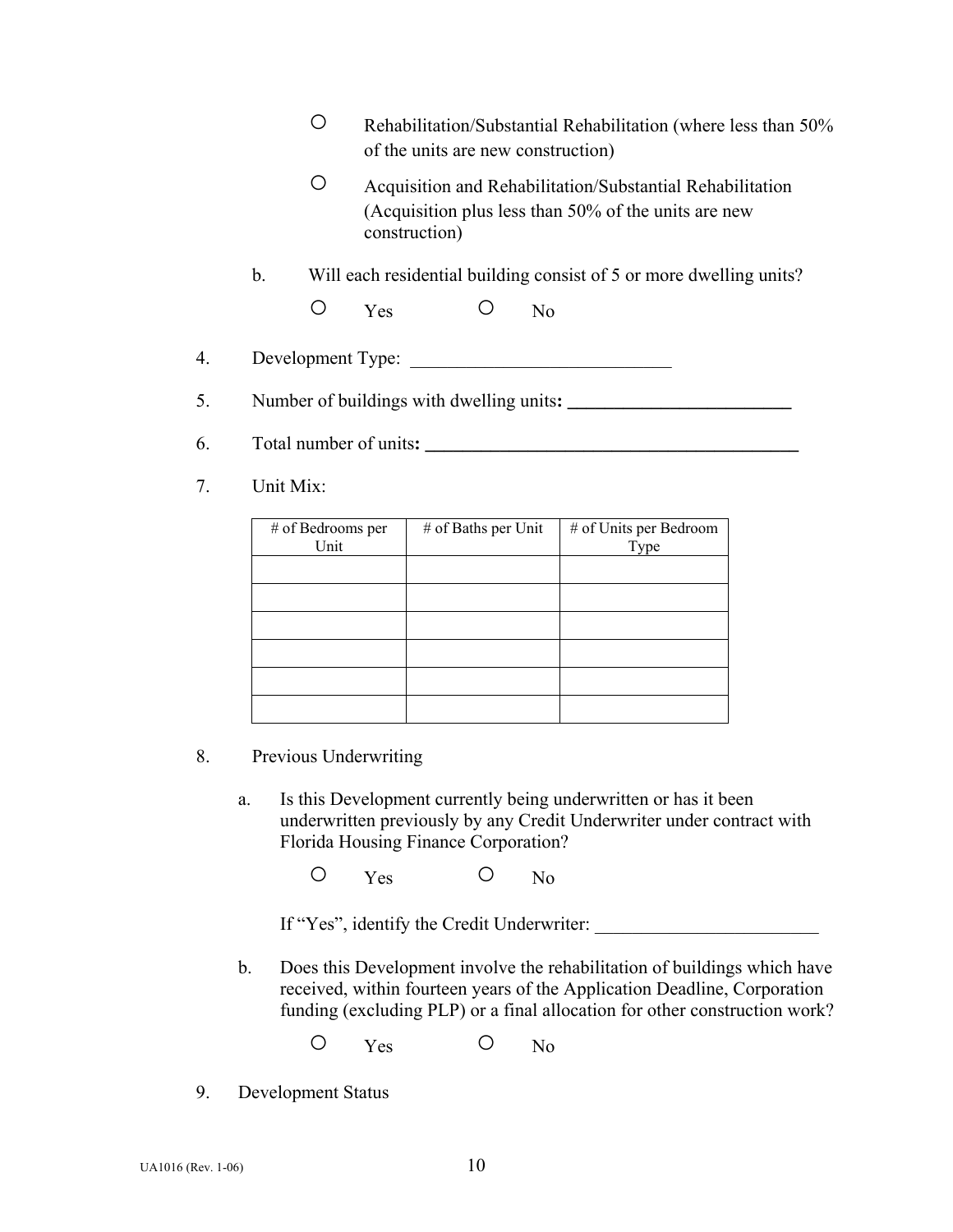- ○ Rehabilitation/Substantial Rehabilitation (where less than 50% of the units are new construction)
- ○ Acquisition and Rehabilitation/Substantial Rehabilitation (Acquisition plus less than 50% of the units are new construction)

b. Will each residential building consist of 5 or more dwelling units?

○ Yes ○ No

4. Development Type: ____________________________

5. Number of buildings with dwelling units**: ________________________**

6. Total number of units**: ________________________________________**

7. Unit Mix:

| # of Bedrooms per Unit | # of Baths per Unit | # of Units per Bedroom Type |
|---|---|---|
| | | |
| | | |
| | | |
| | | |
| | | |
| | | |

8. Previous Underwriting

a. Is this Development currently being underwritten or has it been underwritten previously by any Credit Underwriter under contract with Florida Housing Finance Corporation?

○ Yes ○ No

If "Yes", identify the Credit Underwriter: ________________________

b. Does this Development involve the rehabilitation of buildings which have received, within fourteen years of the Application Deadline, Corporation funding (excluding PLP) or a final allocation for other construction work?

○ Yes ○ No

9. Development Status

UA1016 (Rev. 1-06)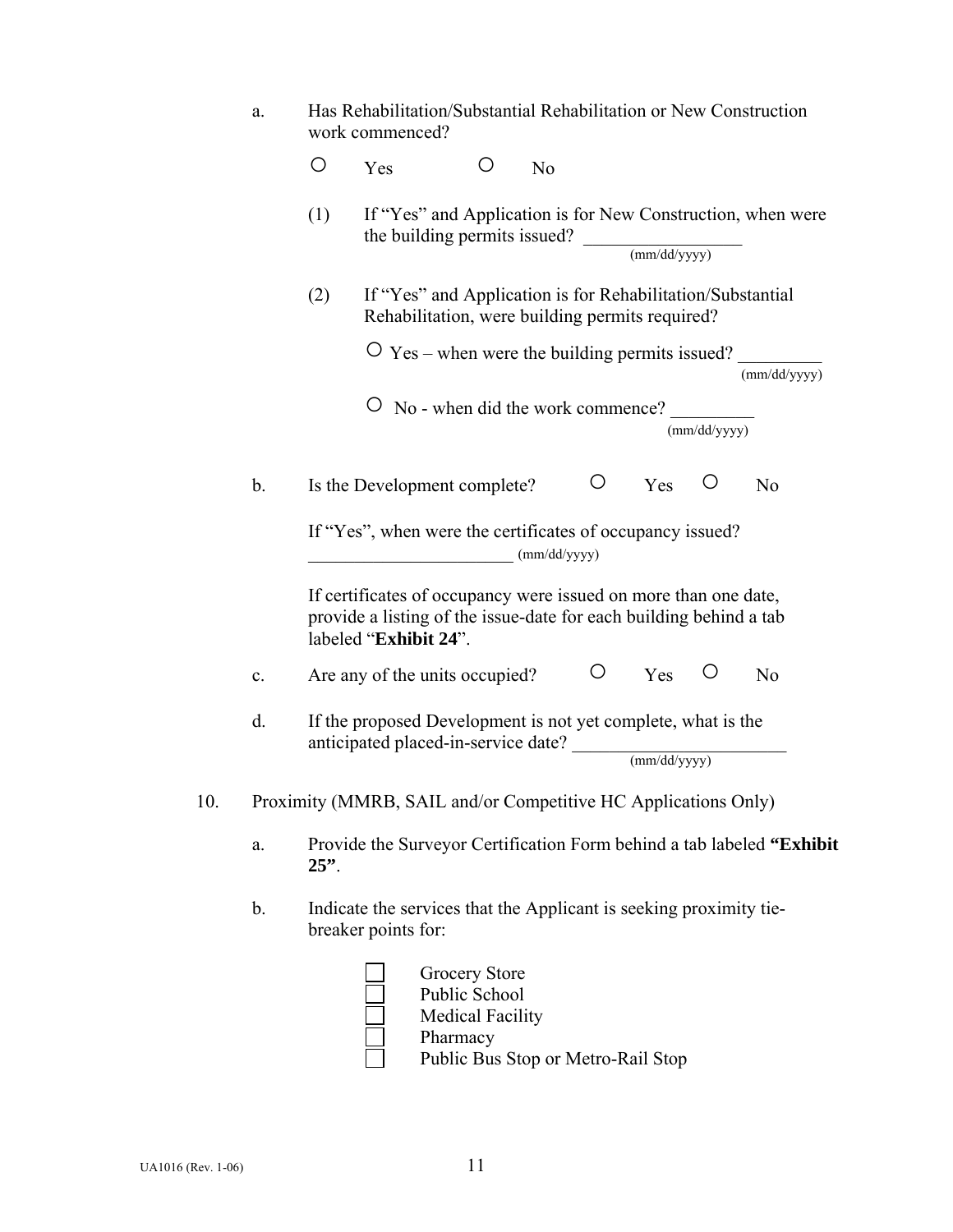a. Has Rehabilitation/Substantial Rehabilitation or New Construction work commenced?

○ Yes ○ No

(1) If "Yes" and Application is for New Construction, when were the building permits issued? _________________ (mm/dd/yyyy)

(2) If "Yes" and Application is for Rehabilitation/Substantial Rehabilitation, were building permits required?

○ Yes – when were the building permits issued? _________ (mm/dd/yyyy)

○ No - when did the work commence? _________ (mm/dd/yyyy)

b. Is the Development complete? ○ Yes ○ No

If "Yes", when were the certificates of occupancy issued? _______________________ (mm/dd/yyyy)

If certificates of occupancy were issued on more than one date, provide a listing of the issue-date for each building behind a tab labeled "**Exhibit 24**".

c. Are any of the units occupied? ○ Yes ○ No

d. If the proposed Development is not yet complete, what is the anticipated placed-in-service date? _______________________ (mm/dd/yyyy)

10. Proximity (MMRB, SAIL and/or Competitive HC Applications Only)

a. Provide the Surveyor Certification Form behind a tab labeled **"Exhibit 25"**.

b. Indicate the services that the Applicant is seeking proximity tie-breaker points for:

- [ ] Grocery Store
- [ ] Public School
- [ ] Medical Facility
- [ ] Pharmacy
- [ ] Public Bus Stop or Metro-Rail Stop

UA1016 (Rev. 1-06)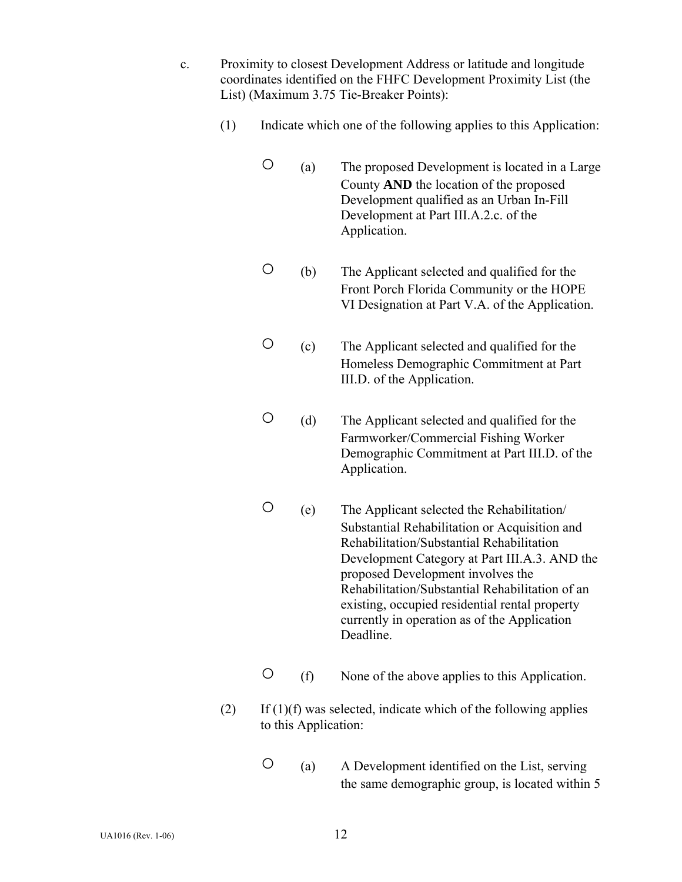c. Proximity to closest Development Address or latitude and longitude coordinates identified on the FHFC Development Proximity List (the List) (Maximum 3.75 Tie-Breaker Points):

(1) Indicate which one of the following applies to this Application:

○ (a) The proposed Development is located in a Large County **AND** the location of the proposed Development qualified as an Urban In-Fill Development at Part III.A.2.c. of the Application.

○ (b) The Applicant selected and qualified for the Front Porch Florida Community or the HOPE VI Designation at Part V.A. of the Application.

○ (c) The Applicant selected and qualified for the Homeless Demographic Commitment at Part III.D. of the Application.

○ (d) The Applicant selected and qualified for the Farmworker/Commercial Fishing Worker Demographic Commitment at Part III.D. of the Application.

○ (e) The Applicant selected the Rehabilitation/ Substantial Rehabilitation or Acquisition and Rehabilitation/Substantial Rehabilitation Development Category at Part III.A.3. AND the proposed Development involves the Rehabilitation/Substantial Rehabilitation of an existing, occupied residential rental property currently in operation as of the Application Deadline.

○ (f) None of the above applies to this Application.

(2) If (1)(f) was selected, indicate which of the following applies to this Application:

○ (a) A Development identified on the List, serving the same demographic group, is located within 5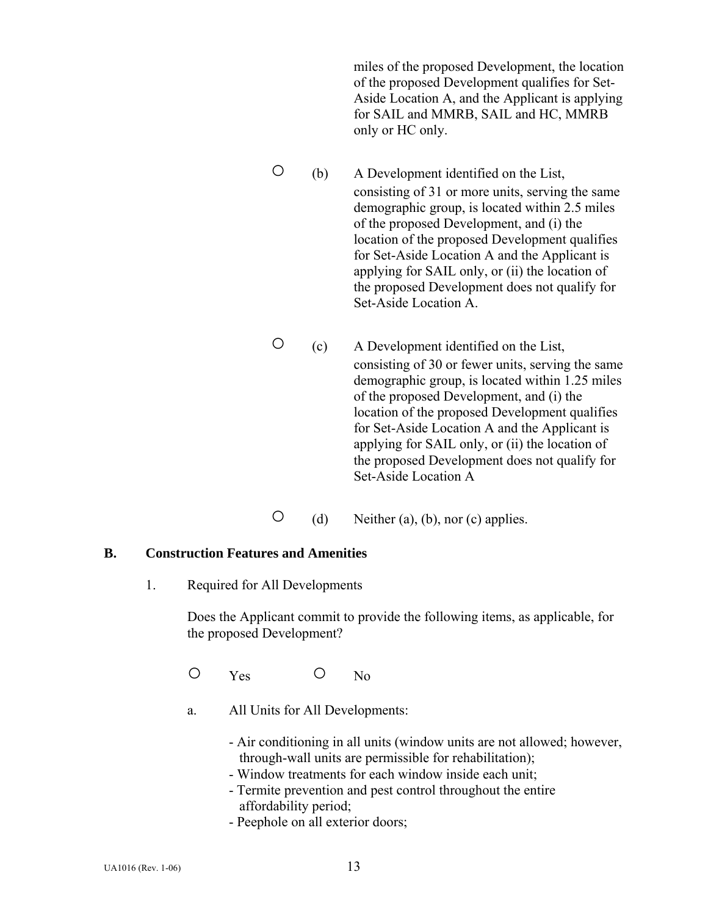miles of the proposed Development, the location of the proposed Development qualifies for Set-Aside Location A, and the Applicant is applying for SAIL and MMRB, SAIL and HC, MMRB only or HC only.

○ (b) A Development identified on the List, consisting of 31 or more units, serving the same demographic group, is located within 2.5 miles of the proposed Development, and (i) the location of the proposed Development qualifies for Set-Aside Location A and the Applicant is applying for SAIL only, or (ii) the location of the proposed Development does not qualify for Set-Aside Location A.

○ (c) A Development identified on the List, consisting of 30 or fewer units, serving the same demographic group, is located within 1.25 miles of the proposed Development, and (i) the location of the proposed Development qualifies for Set-Aside Location A and the Applicant is applying for SAIL only, or (ii) the location of the proposed Development does not qualify for Set-Aside Location A

○ (d) Neither (a), (b), nor (c) applies.

## B. Construction Features and Amenities

1. Required for All Developments

Does the Applicant commit to provide the following items, as applicable, for the proposed Development?

○ Yes ○ No

a. All Units for All Developments:

- Air conditioning in all units (window units are not allowed; however, through-wall units are permissible for rehabilitation);
- Window treatments for each window inside each unit;
- Termite prevention and pest control throughout the entire affordability period;
- Peephole on all exterior doors;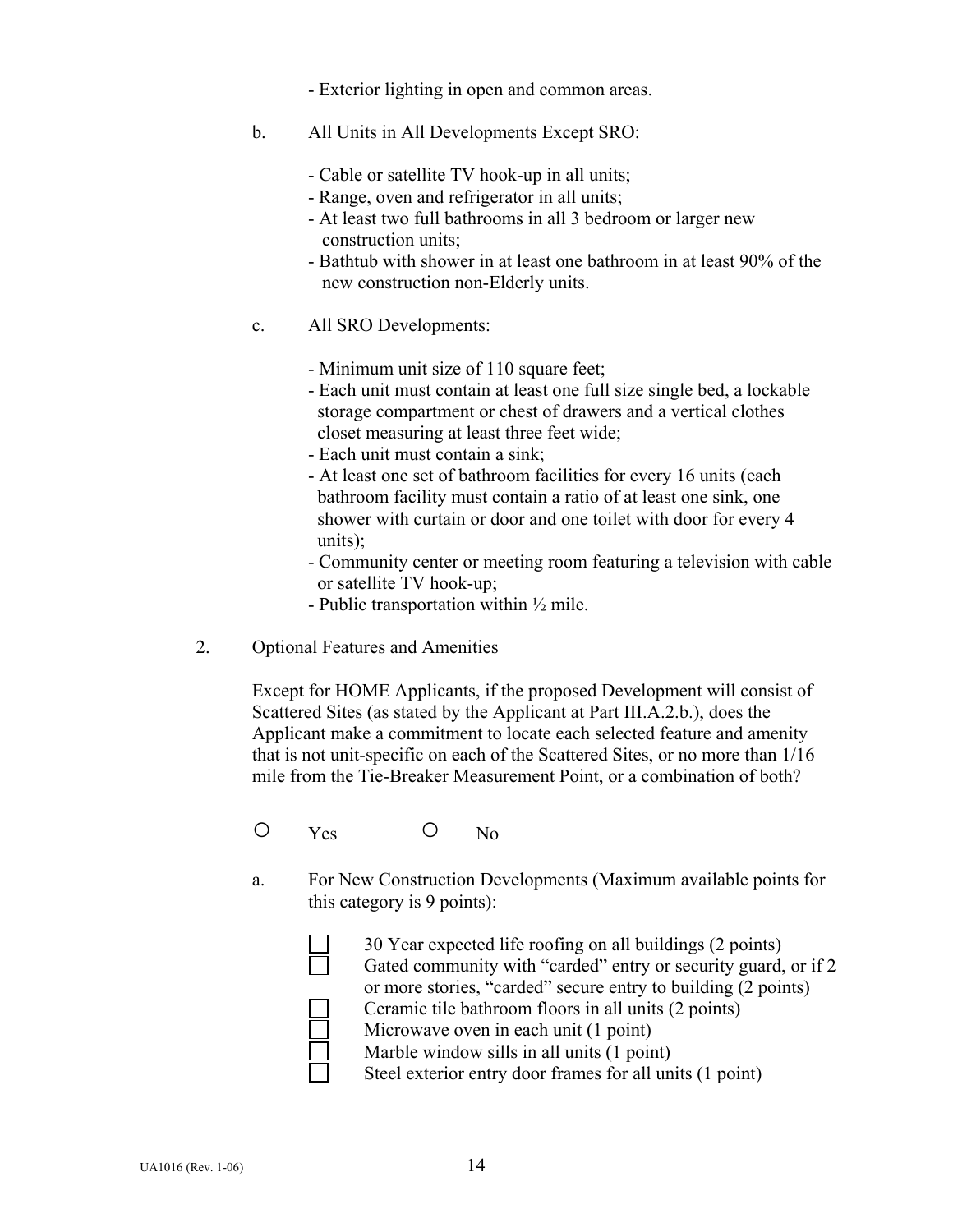- Exterior lighting in open and common areas.

b. All Units in All Developments Except SRO:

- Cable or satellite TV hook-up in all units;
- Range, oven and refrigerator in all units;
- At least two full bathrooms in all 3 bedroom or larger new construction units;
- Bathtub with shower in at least one bathroom in at least 90% of the new construction non-Elderly units.

c. All SRO Developments:

- Minimum unit size of 110 square feet;
- Each unit must contain at least one full size single bed, a lockable storage compartment or chest of drawers and a vertical clothes closet measuring at least three feet wide;
- Each unit must contain a sink;
- At least one set of bathroom facilities for every 16 units (each bathroom facility must contain a ratio of at least one sink, one shower with curtain or door and one toilet with door for every 4 units);
- Community center or meeting room featuring a television with cable or satellite TV hook-up;
- Public transportation within ½ mile.

2. Optional Features and Amenities

Except for HOME Applicants, if the proposed Development will consist of Scattered Sites (as stated by the Applicant at Part III.A.2.b.), does the Applicant make a commitment to locate each selected feature and amenity that is not unit-specific on each of the Scattered Sites, or no more than 1/16 mile from the Tie-Breaker Measurement Point, or a combination of both?

○ Yes ○ No

a. For New Construction Developments (Maximum available points for this category is 9 points):

☐ 30 Year expected life roofing on all buildings (2 points)
☐ Gated community with "carded" entry or security guard, or if 2 or more stories, "carded" secure entry to building (2 points)
☐ Ceramic tile bathroom floors in all units (2 points)
☐ Microwave oven in each unit (1 point)
☐ Marble window sills in all units (1 point)
☐ Steel exterior entry door frames for all units (1 point)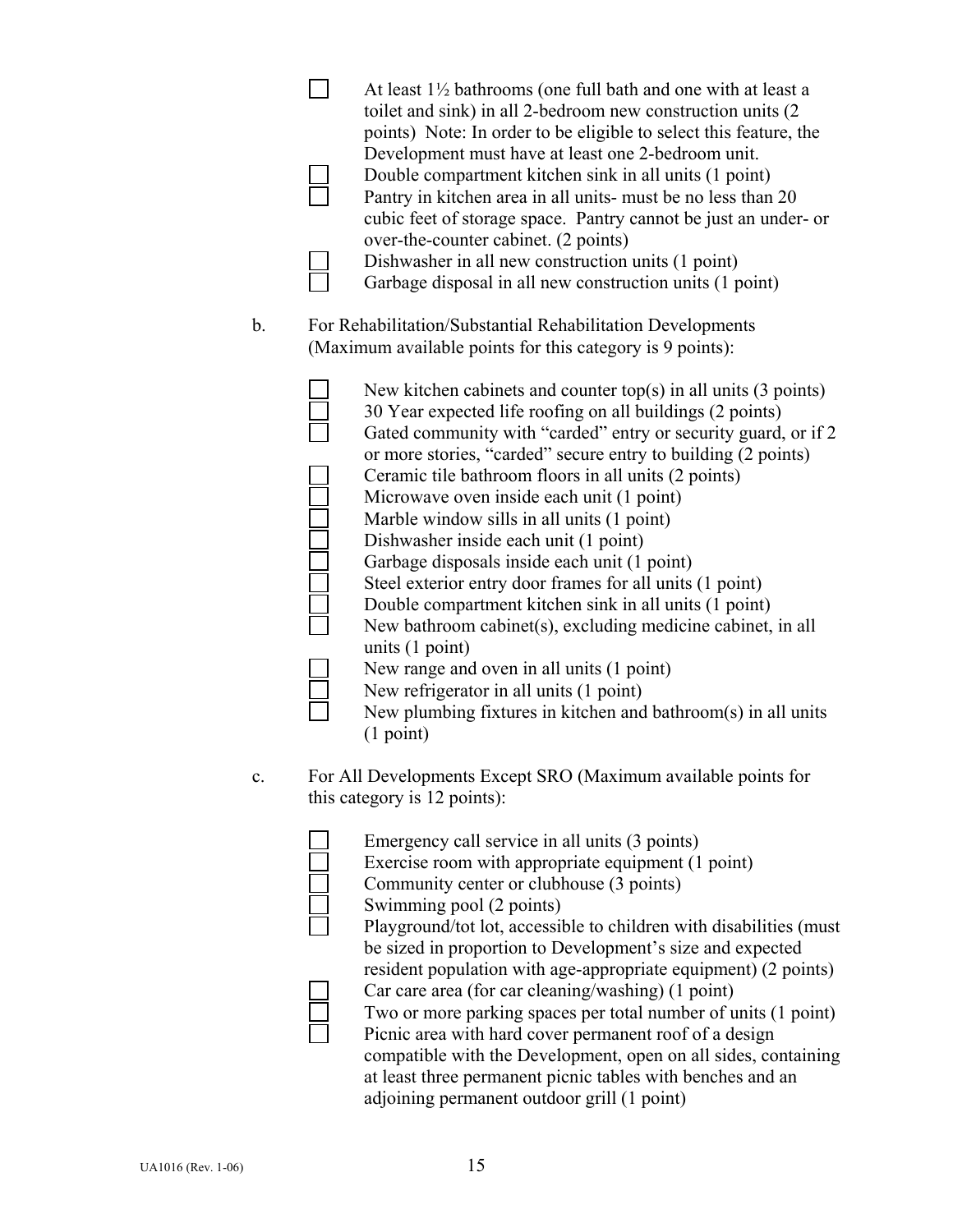- ☐ At least 1½ bathrooms (one full bath and one with at least a toilet and sink) in all 2-bedroom new construction units (2 points) Note: In order to be eligible to select this feature, the Development must have at least one 2-bedroom unit.
- ☐ Double compartment kitchen sink in all units (1 point)
- ☐ Pantry in kitchen area in all units- must be no less than 20 cubic feet of storage space. Pantry cannot be just an under- or over-the-counter cabinet. (2 points)
- ☐ Dishwasher in all new construction units (1 point)
- ☐ Garbage disposal in all new construction units (1 point)

b. For Rehabilitation/Substantial Rehabilitation Developments (Maximum available points for this category is 9 points):

- ☐ New kitchen cabinets and counter top(s) in all units (3 points)
- ☐ 30 Year expected life roofing on all buildings (2 points)
- ☐ Gated community with "carded" entry or security guard, or if 2 or more stories, "carded" secure entry to building (2 points)
- ☐ Ceramic tile bathroom floors in all units (2 points)
- ☐ Microwave oven inside each unit (1 point)
- ☐ Marble window sills in all units (1 point)
- ☐ Dishwasher inside each unit (1 point)
- ☐ Garbage disposals inside each unit (1 point)
- ☐ Steel exterior entry door frames for all units (1 point)
- ☐ Double compartment kitchen sink in all units (1 point)
- ☐ New bathroom cabinet(s), excluding medicine cabinet, in all units (1 point)
- ☐ New range and oven in all units (1 point)
- ☐ New refrigerator in all units (1 point)
- ☐ New plumbing fixtures in kitchen and bathroom(s) in all units (1 point)

c. For All Developments Except SRO (Maximum available points for this category is 12 points):

- ☐ Emergency call service in all units (3 points)
- ☐ Exercise room with appropriate equipment (1 point)
- ☐ Community center or clubhouse (3 points)
- ☐ Swimming pool (2 points)
- ☐ Playground/tot lot, accessible to children with disabilities (must be sized in proportion to Development's size and expected resident population with age-appropriate equipment) (2 points)
- ☐ Car care area (for car cleaning/washing) (1 point)
- ☐ Two or more parking spaces per total number of units (1 point)
- ☐ Picnic area with hard cover permanent roof of a design compatible with the Development, open on all sides, containing at least three permanent picnic tables with benches and an adjoining permanent outdoor grill (1 point)

UA1016 (Rev. 1-06)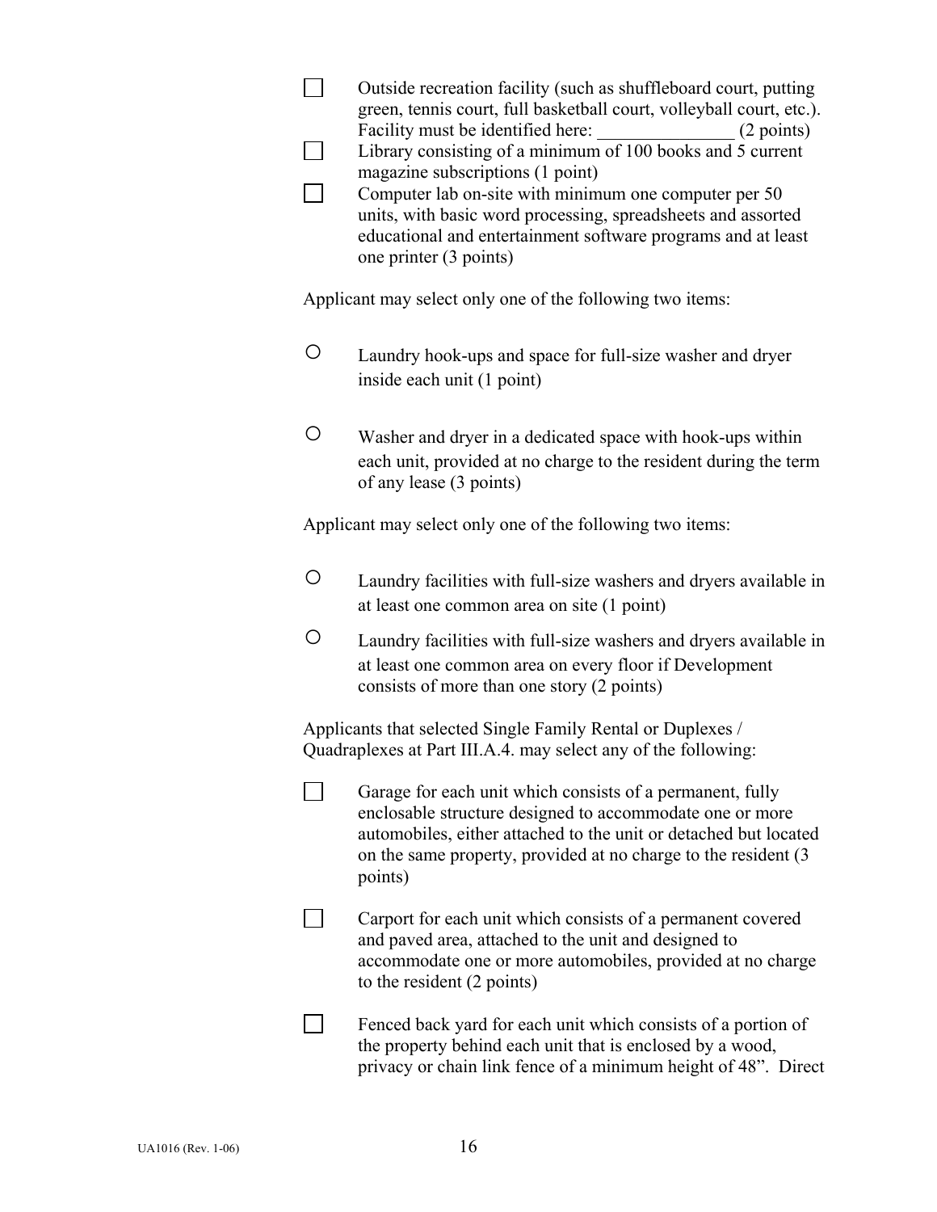- ☐ Outside recreation facility (such as shuffleboard court, putting green, tennis court, full basketball court, volleyball court, etc.). Facility must be identified here: _______________ (2 points)
- ☐ Library consisting of a minimum of 100 books and 5 current magazine subscriptions (1 point)
- ☐ Computer lab on-site with minimum one computer per 50 units, with basic word processing, spreadsheets and assorted educational and entertainment software programs and at least one printer (3 points)

Applicant may select only one of the following two items:

- ○ Laundry hook-ups and space for full-size washer and dryer inside each unit (1 point)
- ○ Washer and dryer in a dedicated space with hook-ups within each unit, provided at no charge to the resident during the term of any lease (3 points)

Applicant may select only one of the following two items:

- ○ Laundry facilities with full-size washers and dryers available in at least one common area on site (1 point)
- ○ Laundry facilities with full-size washers and dryers available in at least one common area on every floor if Development consists of more than one story (2 points)

Applicants that selected Single Family Rental or Duplexes / Quadraplexes at Part III.A.4. may select any of the following:

- ☐ Garage for each unit which consists of a permanent, fully enclosable structure designed to accommodate one or more automobiles, either attached to the unit or detached but located on the same property, provided at no charge to the resident (3 points)
- ☐ Carport for each unit which consists of a permanent covered and paved area, attached to the unit and designed to accommodate one or more automobiles, provided at no charge to the resident (2 points)
- ☐ Fenced back yard for each unit which consists of a portion of the property behind each unit that is enclosed by a wood, privacy or chain link fence of a minimum height of 48". Direct

UA1016 (Rev. 1-06)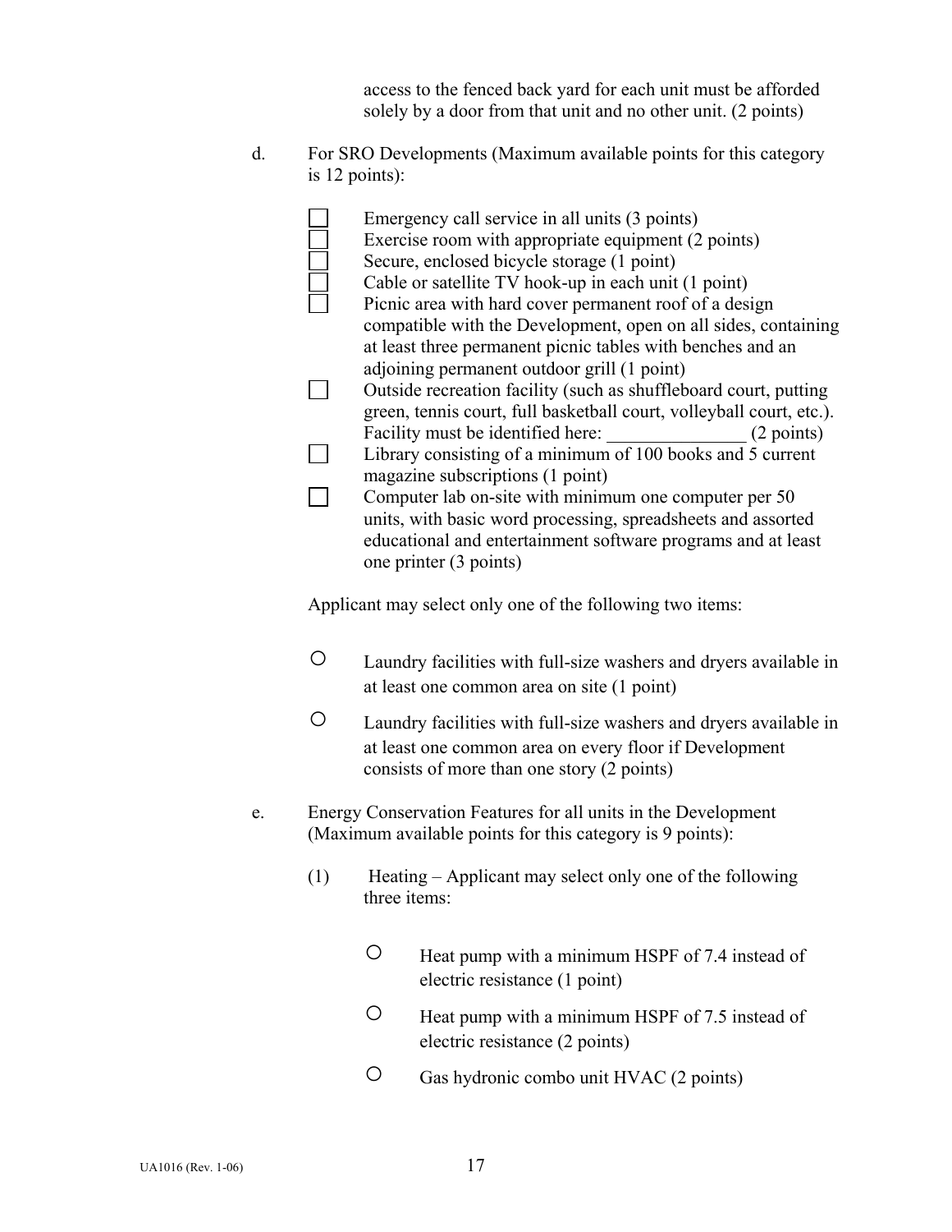access to the fenced back yard for each unit must be afforded solely by a door from that unit and no other unit. (2 points)

d. For SRO Developments (Maximum available points for this category is 12 points):

- ☐ Emergency call service in all units (3 points)
- ☐ Exercise room with appropriate equipment (2 points)
- ☐ Secure, enclosed bicycle storage (1 point)
- ☐ Cable or satellite TV hook-up in each unit (1 point)
- ☐ Picnic area with hard cover permanent roof of a design compatible with the Development, open on all sides, containing at least three permanent picnic tables with benches and an adjoining permanent outdoor grill (1 point)
- ☐ Outside recreation facility (such as shuffleboard court, putting green, tennis court, full basketball court, volleyball court, etc.). Facility must be identified here: _______________ (2 points)
- ☐ Library consisting of a minimum of 100 books and 5 current magazine subscriptions (1 point)
- ☐ Computer lab on-site with minimum one computer per 50 units, with basic word processing, spreadsheets and assorted educational and entertainment software programs and at least one printer (3 points)

Applicant may select only one of the following two items:

- ○ Laundry facilities with full-size washers and dryers available in at least one common area on site (1 point)
- ○ Laundry facilities with full-size washers and dryers available in at least one common area on every floor if Development consists of more than one story (2 points)

e. Energy Conservation Features for all units in the Development (Maximum available points for this category is 9 points):

(1) Heating – Applicant may select only one of the following three items:

- ○ Heat pump with a minimum HSPF of 7.4 instead of electric resistance (1 point)
- ○ Heat pump with a minimum HSPF of 7.5 instead of electric resistance (2 points)
- ○ Gas hydronic combo unit HVAC (2 points)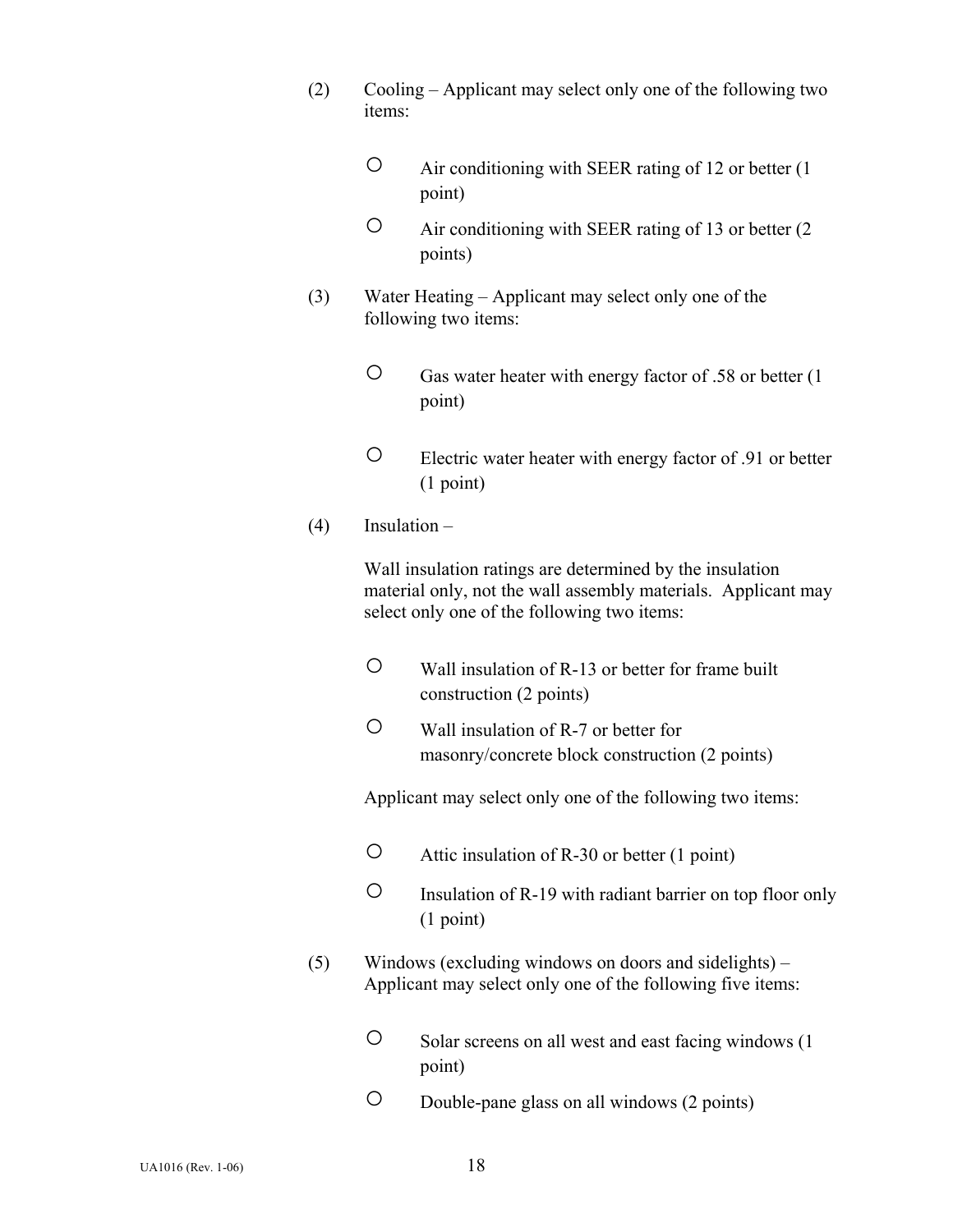(2) Cooling – Applicant may select only one of the following two items:

- ○ Air conditioning with SEER rating of 12 or better (1 point)
- ○ Air conditioning with SEER rating of 13 or better (2 points)

(3) Water Heating – Applicant may select only one of the following two items:

- ○ Gas water heater with energy factor of .58 or better (1 point)
- ○ Electric water heater with energy factor of .91 or better (1 point)

(4) Insulation –

Wall insulation ratings are determined by the insulation material only, not the wall assembly materials. Applicant may select only one of the following two items:

- ○ Wall insulation of R-13 or better for frame built construction (2 points)
- ○ Wall insulation of R-7 or better for masonry/concrete block construction (2 points)

Applicant may select only one of the following two items:

- ○ Attic insulation of R-30 or better (1 point)
- ○ Insulation of R-19 with radiant barrier on top floor only (1 point)

(5) Windows (excluding windows on doors and sidelights) – Applicant may select only one of the following five items:

- ○ Solar screens on all west and east facing windows (1 point)
- ○ Double-pane glass on all windows (2 points)

UA1016 (Rev. 1-06)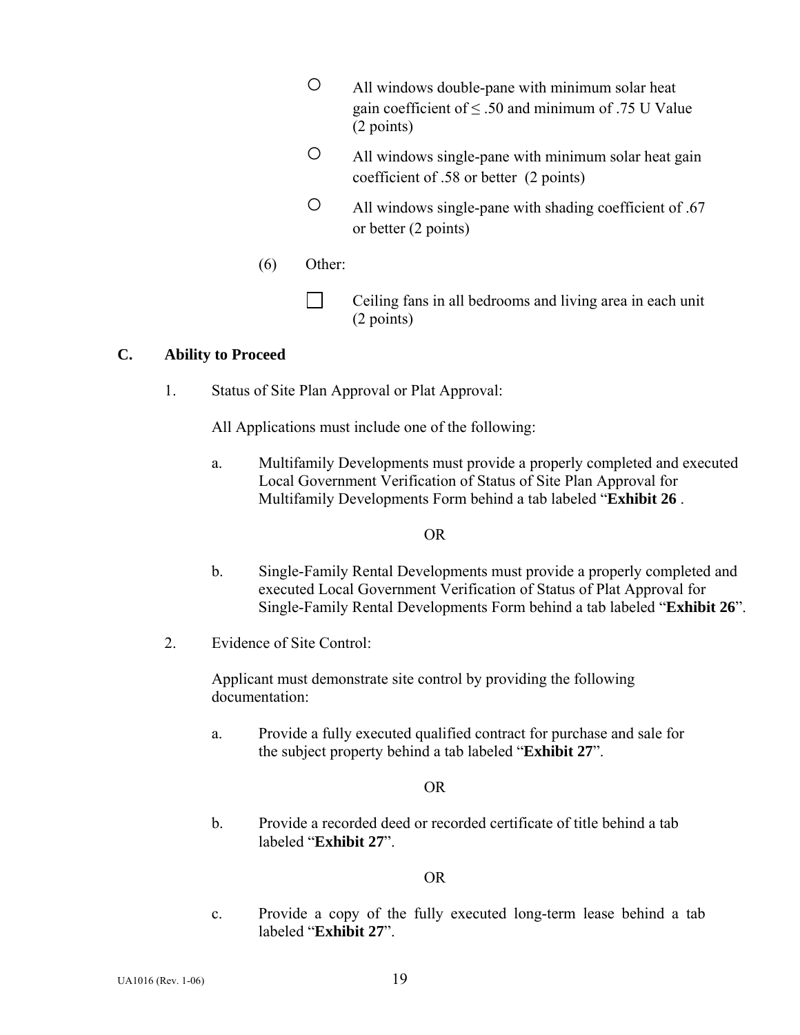- ○ All windows double-pane with minimum solar heat gain coefficient of ≤ .50 and minimum of .75 U Value (2 points)
- ○ All windows single-pane with minimum solar heat gain coefficient of .58 or better (2 points)
- ○ All windows single-pane with shading coefficient of .67 or better (2 points)

(6) Other:

- ☐ Ceiling fans in all bedrooms and living area in each unit (2 points)

**C. Ability to Proceed**

1. Status of Site Plan Approval or Plat Approval:

   All Applications must include one of the following:

   a. Multifamily Developments must provide a properly completed and executed Local Government Verification of Status of Site Plan Approval for Multifamily Developments Form behind a tab labeled "**Exhibit 26** .

   OR

   b. Single-Family Rental Developments must provide a properly completed and executed Local Government Verification of Status of Plat Approval for Single-Family Rental Developments Form behind a tab labeled "**Exhibit 26**".

2. Evidence of Site Control:

   Applicant must demonstrate site control by providing the following documentation:

   a. Provide a fully executed qualified contract for purchase and sale for the subject property behind a tab labeled "**Exhibit 27**".

   OR

   b. Provide a recorded deed or recorded certificate of title behind a tab labeled "**Exhibit 27**".

   OR

   c. Provide a copy of the fully executed long-term lease behind a tab labeled "**Exhibit 27**".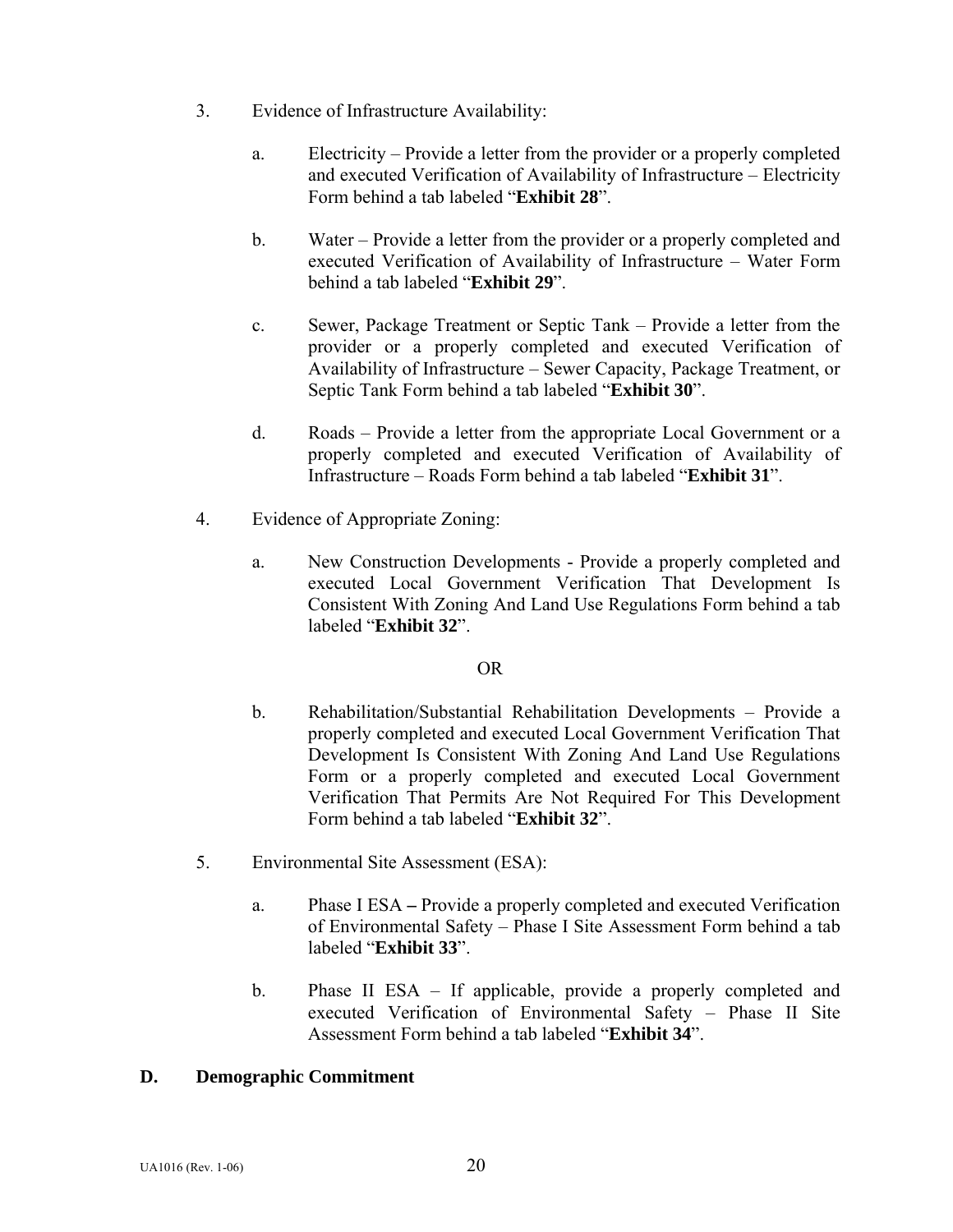3. Evidence of Infrastructure Availability:

    a. Electricity – Provide a letter from the provider or a properly completed and executed Verification of Availability of Infrastructure – Electricity Form behind a tab labeled "**Exhibit 28**".

    b. Water – Provide a letter from the provider or a properly completed and executed Verification of Availability of Infrastructure – Water Form behind a tab labeled "**Exhibit 29**".

    c. Sewer, Package Treatment or Septic Tank – Provide a letter from the provider or a properly completed and executed Verification of Availability of Infrastructure – Sewer Capacity, Package Treatment, or Septic Tank Form behind a tab labeled "**Exhibit 30**".

    d. Roads – Provide a letter from the appropriate Local Government or a properly completed and executed Verification of Availability of Infrastructure – Roads Form behind a tab labeled "**Exhibit 31**".

4. Evidence of Appropriate Zoning:

    a. New Construction Developments - Provide a properly completed and executed Local Government Verification That Development Is Consistent With Zoning And Land Use Regulations Form behind a tab labeled "**Exhibit 32**".

    OR

    b. Rehabilitation/Substantial Rehabilitation Developments – Provide a properly completed and executed Local Government Verification That Development Is Consistent With Zoning And Land Use Regulations Form or a properly completed and executed Local Government Verification That Permits Are Not Required For This Development Form behind a tab labeled "**Exhibit 32**".

5. Environmental Site Assessment (ESA):

    a. Phase I ESA **–** Provide a properly completed and executed Verification of Environmental Safety – Phase I Site Assessment Form behind a tab labeled "**Exhibit 33**".

    b. Phase II ESA – If applicable, provide a properly completed and executed Verification of Environmental Safety – Phase II Site Assessment Form behind a tab labeled "**Exhibit 34**".

**D. Demographic Commitment**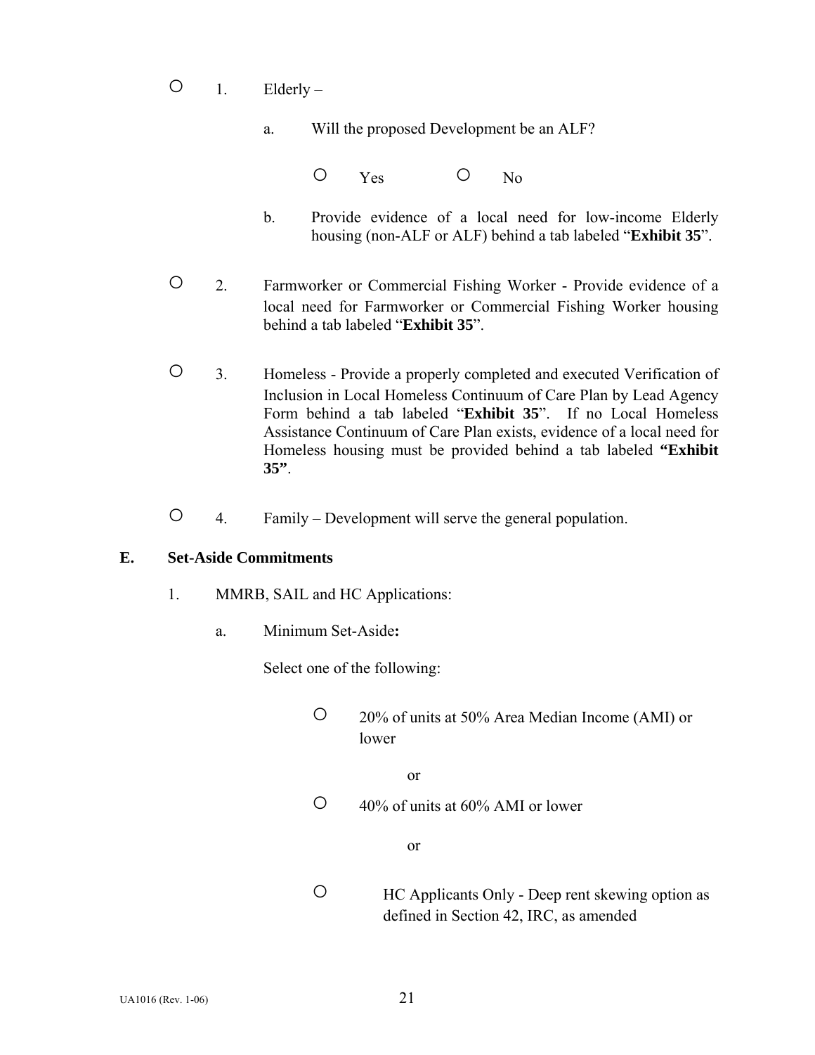○ 1. Elderly –

a. Will the proposed Development be an ALF?

○ Yes ○ No

b. Provide evidence of a local need for low-income Elderly housing (non-ALF or ALF) behind a tab labeled "**Exhibit 35**".

○ 2. Farmworker or Commercial Fishing Worker - Provide evidence of a local need for Farmworker or Commercial Fishing Worker housing behind a tab labeled "**Exhibit 35**".

○ 3. Homeless - Provide a properly completed and executed Verification of Inclusion in Local Homeless Continuum of Care Plan by Lead Agency Form behind a tab labeled "**Exhibit 35**". If no Local Homeless Assistance Continuum of Care Plan exists, evidence of a local need for Homeless housing must be provided behind a tab labeled **"Exhibit 35"**.

○ 4. Family – Development will serve the general population.

**E. Set-Aside Commitments**

1. MMRB, SAIL and HC Applications:

a. Minimum Set-Aside**:**

Select one of the following:

○ 20% of units at 50% Area Median Income (AMI) or lower

or

○ 40% of units at 60% AMI or lower

or

○ HC Applicants Only - Deep rent skewing option as defined in Section 42, IRC, as amended

UA1016 (Rev. 1-06)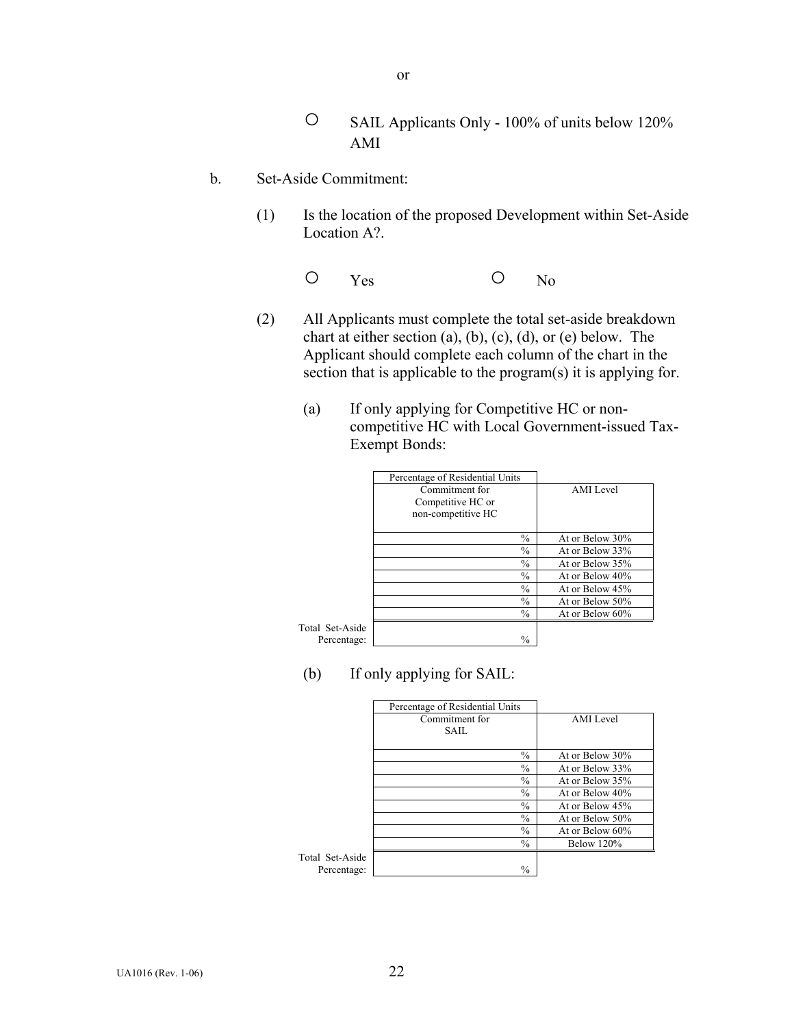or

○ SAIL Applicants Only - 100% of units below 120% AMI

b. Set-Aside Commitment:

(1) Is the location of the proposed Development within Set-Aside Location A?.

○ Yes ○ No

(2) All Applicants must complete the total set-aside breakdown chart at either section (a), (b), (c), (d), or (e) below. The Applicant should complete each column of the chart in the section that is applicable to the program(s) it is applying for.

(a) If only applying for Competitive HC or non-competitive HC with Local Government-issued Tax-Exempt Bonds:

| | Percentage of Residential Units Commitment for Competitive HC or non-competitive HC | AMI Level |
|---|---|---|
| | % | At or Below 30% |
| | % | At or Below 33% |
| | % | At or Below 35% |
| | % | At or Below 40% |
| | % | At or Below 45% |
| | % | At or Below 50% |
| | % | At or Below 60% |
| Total Set-Aside Percentage: | % | |

(b) If only applying for SAIL:

| | Percentage of Residential Units Commitment for SAIL | AMI Level |
|---|---|---|
| | % | At or Below 30% |
| | % | At or Below 33% |
| | % | At or Below 35% |
| | % | At or Below 40% |
| | % | At or Below 45% |
| | % | At or Below 50% |
| | % | At or Below 60% |
| | % | Below 120% |
| Total Set-Aside Percentage: | % | |

UA1016 (Rev. 1-06)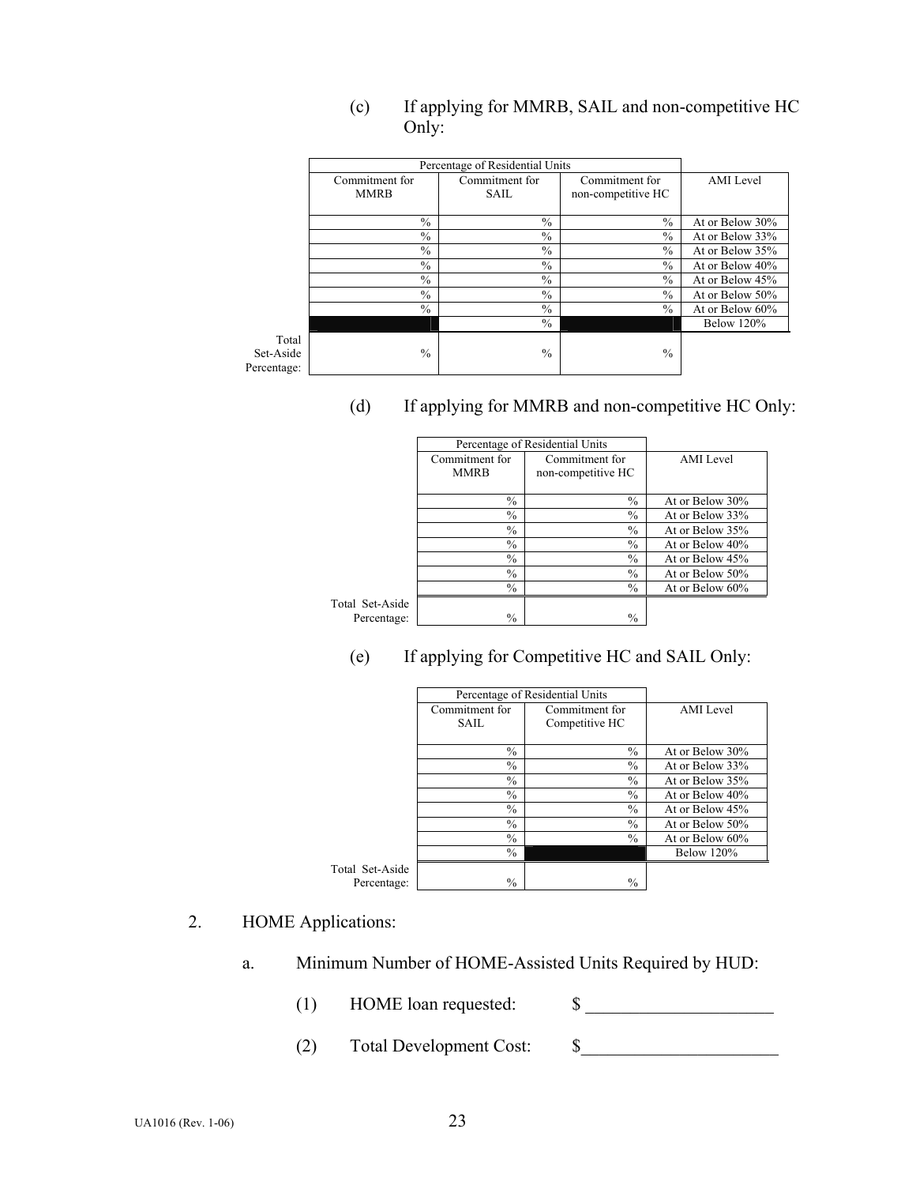(c) If applying for MMRB, SAIL and non-competitive HC Only:

| | Percentage of Residential Units | | | |
|---|---|---|---|---|
| | Commitment for MMRB | Commitment for SAIL | Commitment for non-competitive HC | AMI Level |
| | % | % | % | At or Below 30% |
| | % | % | % | At or Below 33% |
| | % | % | % | At or Below 35% |
| | % | % | % | At or Below 40% |
| | % | % | % | At or Below 45% |
| | % | % | % | At or Below 50% |
| | % | % | % | At or Below 60% |
| | | % | | Below 120% |
| Total Set-Aside Percentage: | % | % | % | |

(d) If applying for MMRB and non-competitive HC Only:

| | Percentage of Residential Units | | |
|---|---|---|---|
| | Commitment for MMRB | Commitment for non-competitive HC | AMI Level |
| | % | % | At or Below 30% |
| | % | % | At or Below 33% |
| | % | % | At or Below 35% |
| | % | % | At or Below 40% |
| | % | % | At or Below 45% |
| | % | % | At or Below 50% |
| | % | % | At or Below 60% |
| Total Set-Aside Percentage: | % | % | |

(e) If applying for Competitive HC and SAIL Only:

| | Percentage of Residential Units | | |
|---|---|---|---|
| | Commitment for SAIL | Commitment for Competitive HC | AMI Level |
| | % | % | At or Below 30% |
| | % | % | At or Below 33% |
| | % | % | At or Below 35% |
| | % | % | At or Below 40% |
| | % | % | At or Below 45% |
| | % | % | At or Below 50% |
| | % | % | At or Below 60% |
| | % | | Below 120% |
| Total Set-Aside Percentage: | % | % | |

2. HOME Applications:

a. Minimum Number of HOME-Assisted Units Required by HUD:

(1) HOME loan requested: $ ____________________

(2) Total Development Cost: $____________________

UA1016 (Rev. 1-06)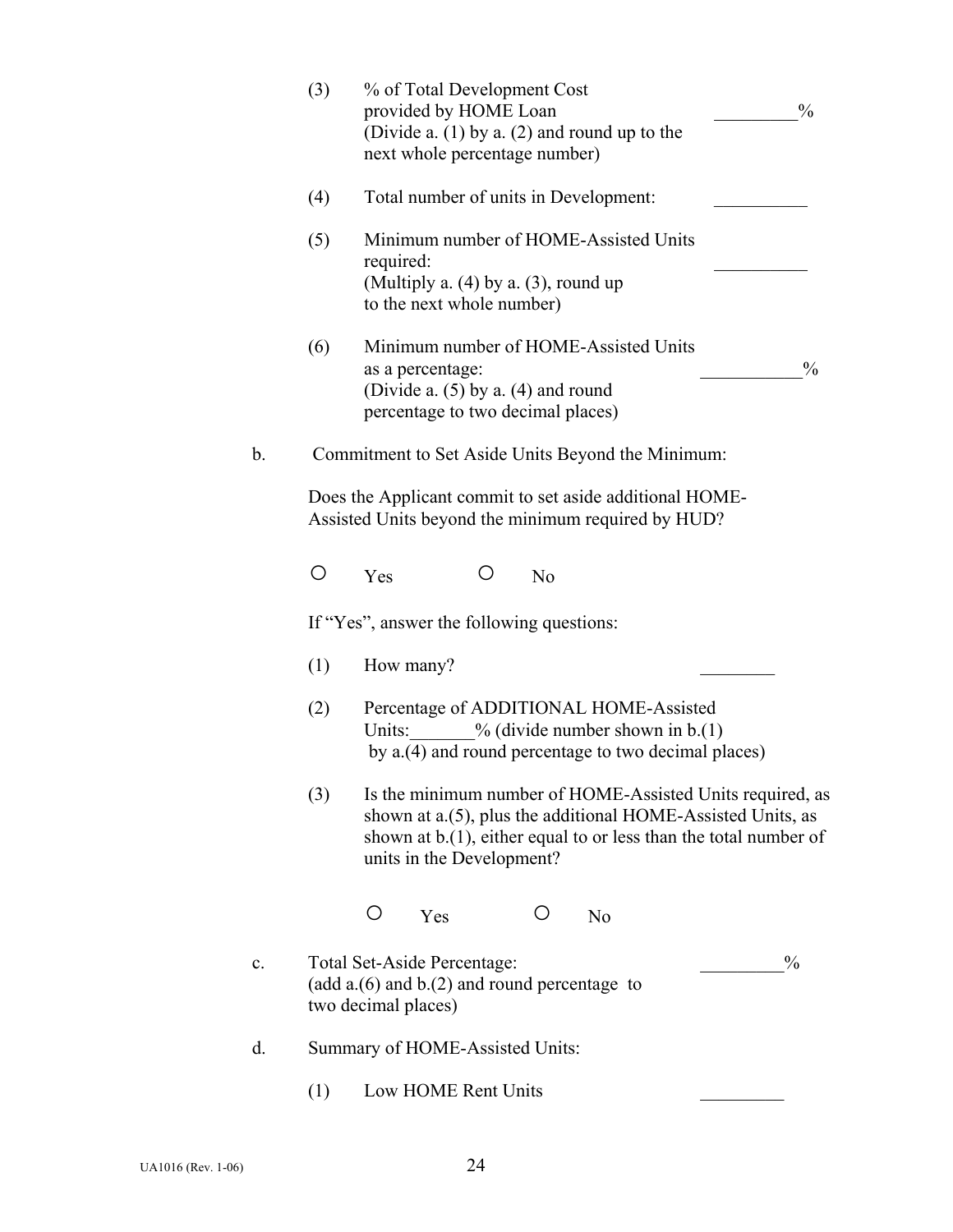(3) % of Total Development Cost provided by HOME Loan _________%
(Divide a. (1) by a. (2) and round up to the next whole percentage number)

(4) Total number of units in Development: __________

(5) Minimum number of HOME-Assisted Units required: __________
(Multiply a. (4) by a. (3), round up to the next whole number)

(6) Minimum number of HOME-Assisted Units as a percentage: ___________%
(Divide a. (5) by a. (4) and round percentage to two decimal places)

b. Commitment to Set Aside Units Beyond the Minimum:

Does the Applicant commit to set aside additional HOME-Assisted Units beyond the minimum required by HUD?

○ Yes ○ No

If "Yes", answer the following questions:

(1) How many? ________

(2) Percentage of ADDITIONAL HOME-Assisted Units:_______% (divide number shown in b.(1) by a.(4) and round percentage to two decimal places)

(3) Is the minimum number of HOME-Assisted Units required, as shown at a.(5), plus the additional HOME-Assisted Units, as shown at b.(1), either equal to or less than the total number of units in the Development?

○ Yes ○ No

c. Total Set-Aside Percentage: _________%
(add a.(6) and b.(2) and round percentage to two decimal places)

d. Summary of HOME-Assisted Units:

(1) Low HOME Rent Units _________

UA1016 (Rev. 1-06)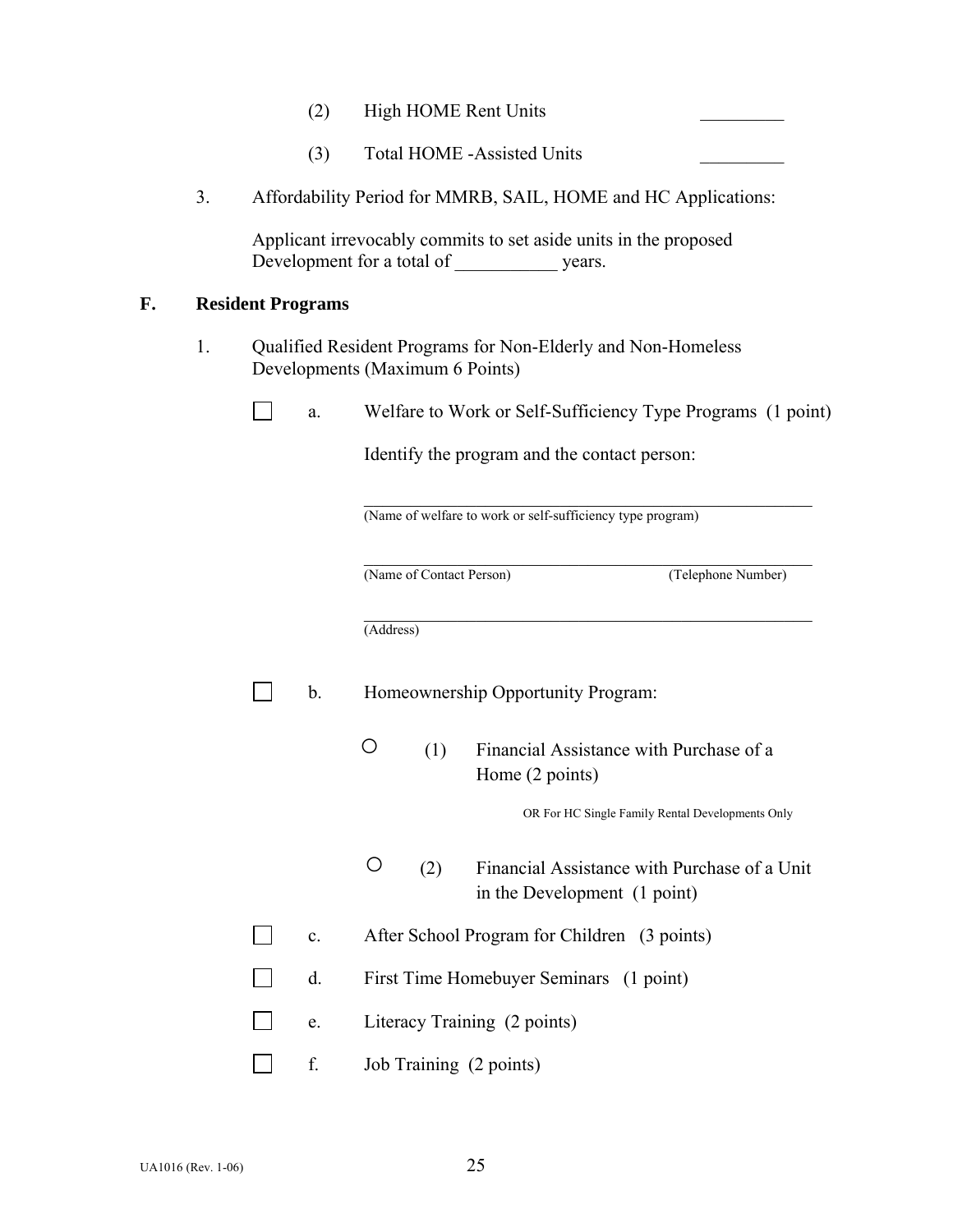(2) High HOME Rent Units _________

(3) Total HOME -Assisted Units _________

3. Affordability Period for MMRB, SAIL, HOME and HC Applications:

   Applicant irrevocably commits to set aside units in the proposed Development for a total of ___________ years.

## F. Resident Programs

1. Qualified Resident Programs for Non-Elderly and Non-Homeless Developments (Maximum 6 Points)

   ☐ a. Welfare to Work or Self-Sufficiency Type Programs (1 point)

   Identify the program and the contact person:

   ______________________________________________________
   (Name of welfare to work or self-sufficiency type program)

   ______________________________________________________
   (Name of Contact Person) (Telephone Number)

   ______________________________________________________
   (Address)

   ☐ b. Homeownership Opportunity Program:

   ○ (1) Financial Assistance with Purchase of a Home (2 points)

   OR For HC Single Family Rental Developments Only

   ○ (2) Financial Assistance with Purchase of a Unit in the Development (1 point)

   ☐ c. After School Program for Children (3 points)

   ☐ d. First Time Homebuyer Seminars (1 point)

   ☐ e. Literacy Training (2 points)

   ☐ f. Job Training (2 points)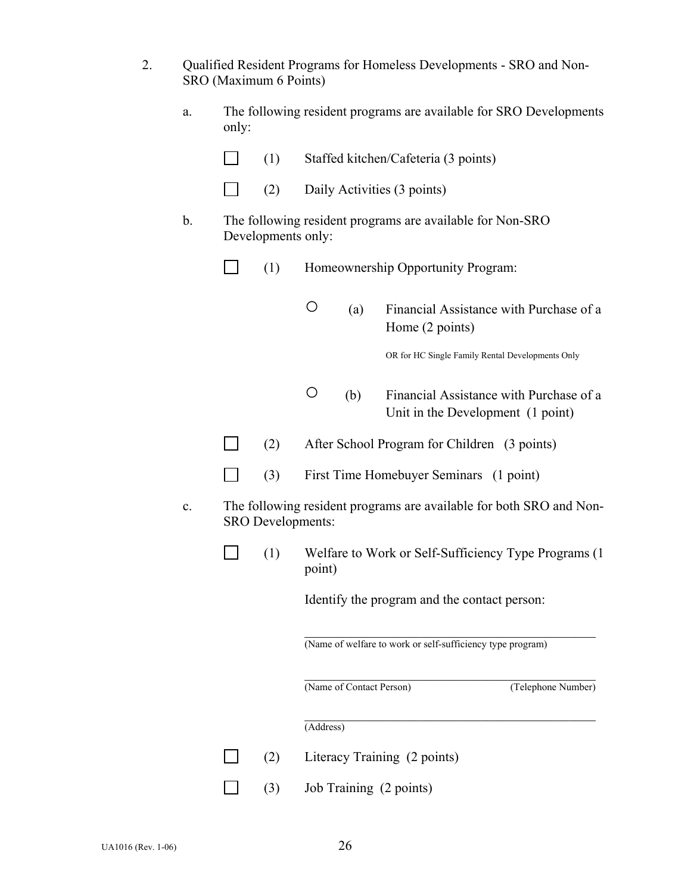2. Qualified Resident Programs for Homeless Developments - SRO and Non-SRO (Maximum 6 Points)

   a. The following resident programs are available for SRO Developments only:

      ☐ (1) Staffed kitchen/Cafeteria (3 points)

      ☐ (2) Daily Activities (3 points)

   b. The following resident programs are available for Non-SRO Developments only:

      ☐ (1) Homeownership Opportunity Program:

         ○ (a) Financial Assistance with Purchase of a Home (2 points)

         OR for HC Single Family Rental Developments Only

         ○ (b) Financial Assistance with Purchase of a Unit in the Development (1 point)

      ☐ (2) After School Program for Children (3 points)

      ☐ (3) First Time Homebuyer Seminars (1 point)

   c. The following resident programs are available for both SRO and Non-SRO Developments:

      ☐ (1) Welfare to Work or Self-Sufficiency Type Programs (1 point)

      Identify the program and the contact person:

      \_\_\_\_\_\_\_\_\_\_\_\_\_\_\_\_\_\_\_\_\_\_\_\_\_\_\_\_\_\_\_\_\_\_\_\_\_\_\_\_
      (Name of welfare to work or self-sufficiency type program)

      \_\_\_\_\_\_\_\_\_\_\_\_\_\_\_\_\_\_\_\_\_\_\_\_\_\_\_\_\_\_\_\_\_\_\_\_\_\_\_\_
      (Name of Contact Person) (Telephone Number)

      \_\_\_\_\_\_\_\_\_\_\_\_\_\_\_\_\_\_\_\_\_\_\_\_\_\_\_\_\_\_\_\_\_\_\_\_\_\_\_\_
      (Address)

      ☐ (2) Literacy Training (2 points)

      ☐ (3) Job Training (2 points)

UA1016 (Rev. 1-06)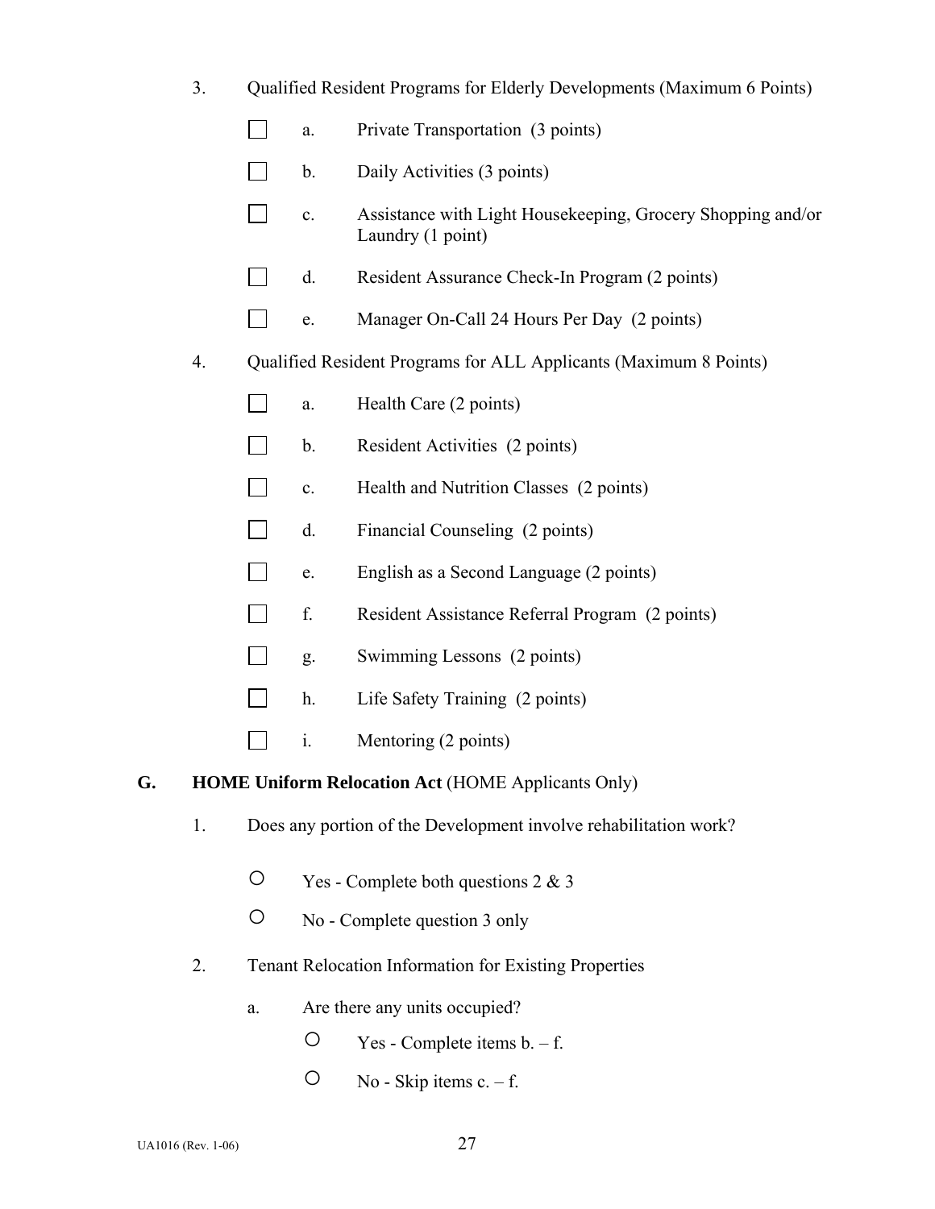3. Qualified Resident Programs for Elderly Developments (Maximum 6 Points)

   - ☐ a. Private Transportation (3 points)
   - ☐ b. Daily Activities (3 points)
   - ☐ c. Assistance with Light Housekeeping, Grocery Shopping and/or Laundry (1 point)
   - ☐ d. Resident Assurance Check-In Program (2 points)
   - ☐ e. Manager On-Call 24 Hours Per Day (2 points)

4. Qualified Resident Programs for ALL Applicants (Maximum 8 Points)

   - ☐ a. Health Care (2 points)
   - ☐ b. Resident Activities (2 points)
   - ☐ c. Health and Nutrition Classes (2 points)
   - ☐ d. Financial Counseling (2 points)
   - ☐ e. English as a Second Language (2 points)
   - ☐ f. Resident Assistance Referral Program (2 points)
   - ☐ g. Swimming Lessons (2 points)
   - ☐ h. Life Safety Training (2 points)
   - ☐ i. Mentoring (2 points)

**G. HOME Uniform Relocation Act** (HOME Applicants Only)

1. Does any portion of the Development involve rehabilitation work?

   - ○ Yes - Complete both questions 2 & 3
   - ○ No - Complete question 3 only

2. Tenant Relocation Information for Existing Properties

   a. Are there any units occupied?

   - ○ Yes - Complete items b. – f.
   - ○ No - Skip items c. – f.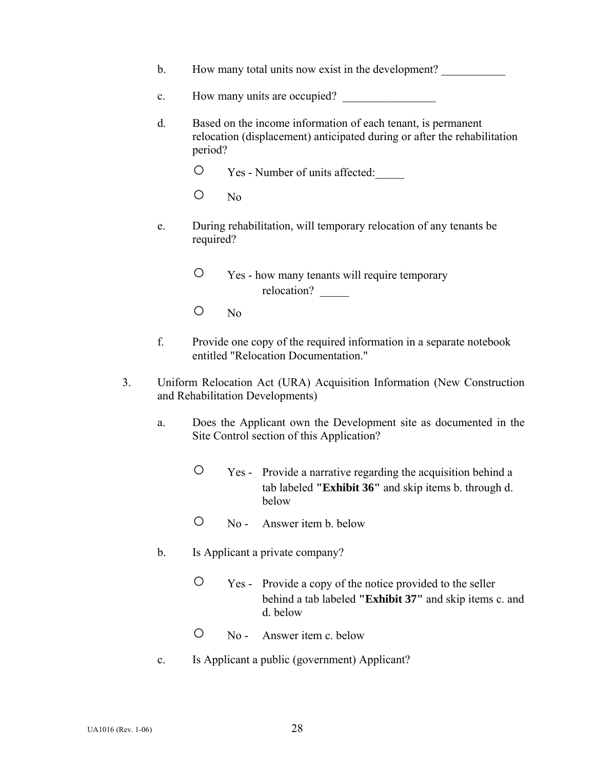b. How many total units now exist in the development? ___________

c. How many units are occupied? ________________

d. Based on the income information of each tenant, is permanent relocation (displacement) anticipated during or after the rehabilitation period?

   ○ Yes - Number of units affected:_____

   ○ No

e. During rehabilitation, will temporary relocation of any tenants be required?

   ○ Yes - how many tenants will require temporary relocation? _____

   ○ No

f. Provide one copy of the required information in a separate notebook entitled "Relocation Documentation."

3. Uniform Relocation Act (URA) Acquisition Information (New Construction and Rehabilitation Developments)

   a. Does the Applicant own the Development site as documented in the Site Control section of this Application?

      ○ Yes - Provide a narrative regarding the acquisition behind a tab labeled **"Exhibit 36"** and skip items b. through d. below

      ○ No - Answer item b. below

   b. Is Applicant a private company?

      ○ Yes - Provide a copy of the notice provided to the seller behind a tab labeled **"Exhibit 37"** and skip items c. and d. below

      ○ No - Answer item c. below

   c. Is Applicant a public (government) Applicant?

UA1016 (Rev. 1-06)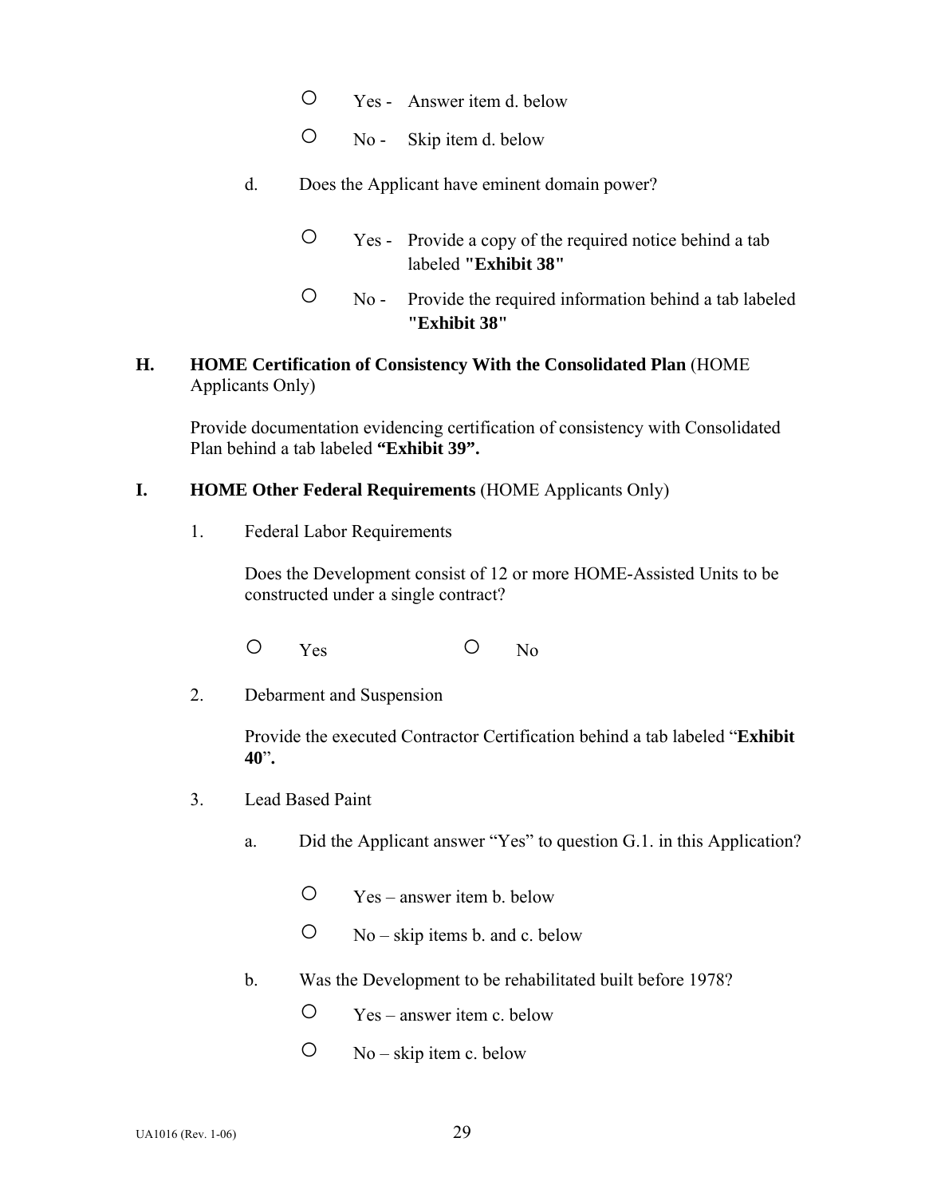- ○ Yes - Answer item d. below
- ○ No - Skip item d. below

d. Does the Applicant have eminent domain power?

- ○ Yes - Provide a copy of the required notice behind a tab labeled **"Exhibit 38"**
- ○ No - Provide the required information behind a tab labeled **"Exhibit 38"**

**H. HOME Certification of Consistency With the Consolidated Plan** (HOME Applicants Only)

Provide documentation evidencing certification of consistency with Consolidated Plan behind a tab labeled **"Exhibit 39".**

**I. HOME Other Federal Requirements** (HOME Applicants Only)

1. Federal Labor Requirements

   Does the Development consist of 12 or more HOME-Assisted Units to be constructed under a single contract?

   ○ Yes ○ No

2. Debarment and Suspension

   Provide the executed Contractor Certification behind a tab labeled "**Exhibit 40**"**.**

3. Lead Based Paint

   a. Did the Applicant answer "Yes" to question G.1. in this Application?

   - ○ Yes – answer item b. below
   - ○ No – skip items b. and c. below

   b. Was the Development to be rehabilitated built before 1978?

   - ○ Yes – answer item c. below
   - ○ No – skip item c. below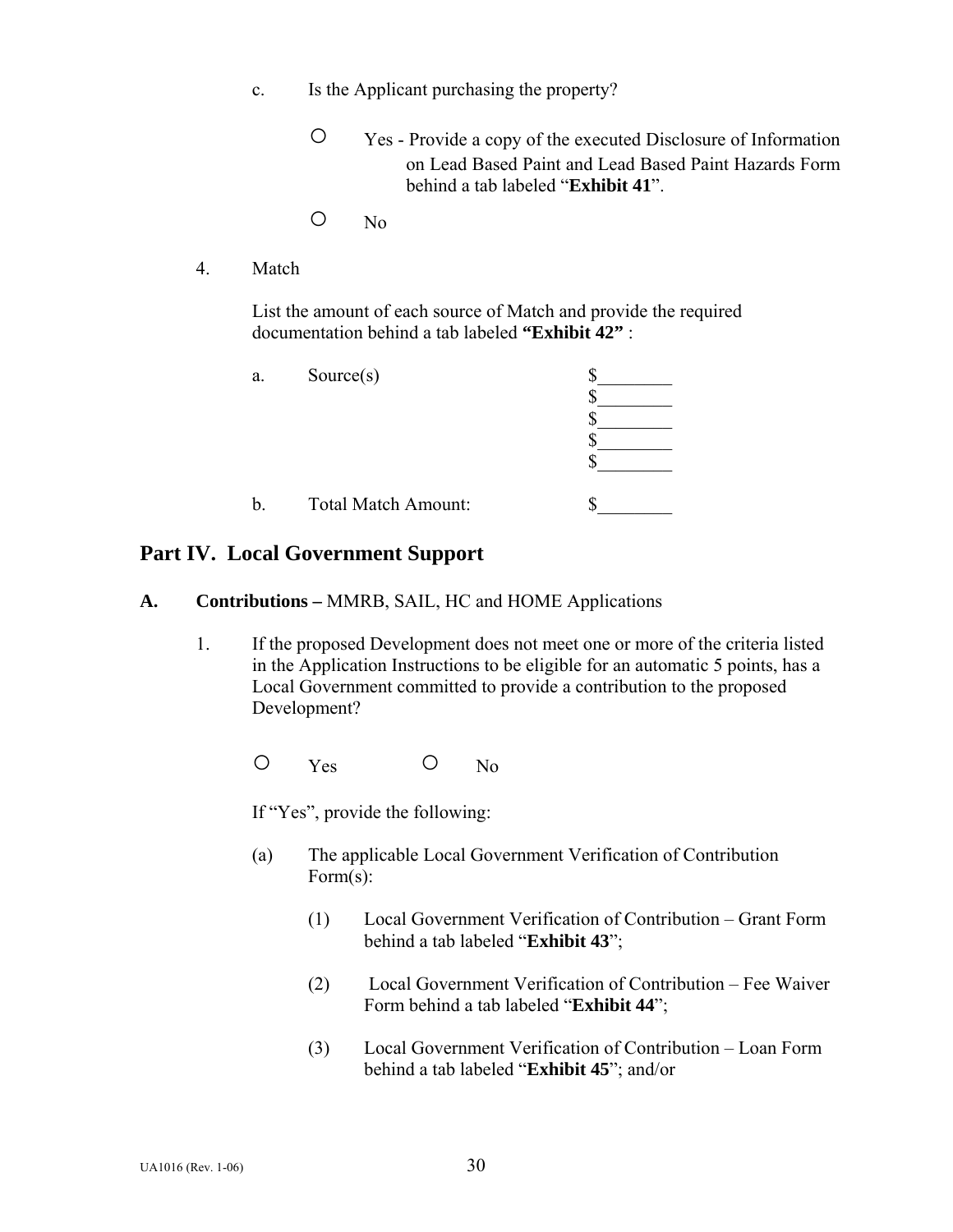c. Is the Applicant purchasing the property?

○ Yes - Provide a copy of the executed Disclosure of Information on Lead Based Paint and Lead Based Paint Hazards Form behind a tab labeled "**Exhibit 41**".

○ No

4. Match

List the amount of each source of Match and provide the required documentation behind a tab labeled **"Exhibit 42"** :

a. Source(s)

$________
$________
$________
$________
$________

b. Total Match Amount: $________

## Part IV. Local Government Support

**A. Contributions –** MMRB, SAIL, HC and HOME Applications

1. If the proposed Development does not meet one or more of the criteria listed in the Application Instructions to be eligible for an automatic 5 points, has a Local Government committed to provide a contribution to the proposed Development?

○ Yes ○ No

If "Yes", provide the following:

(a) The applicable Local Government Verification of Contribution Form(s):

(1) Local Government Verification of Contribution – Grant Form behind a tab labeled "**Exhibit 43**";

(2) Local Government Verification of Contribution – Fee Waiver Form behind a tab labeled "**Exhibit 44**";

(3) Local Government Verification of Contribution – Loan Form behind a tab labeled "**Exhibit 45**"; and/or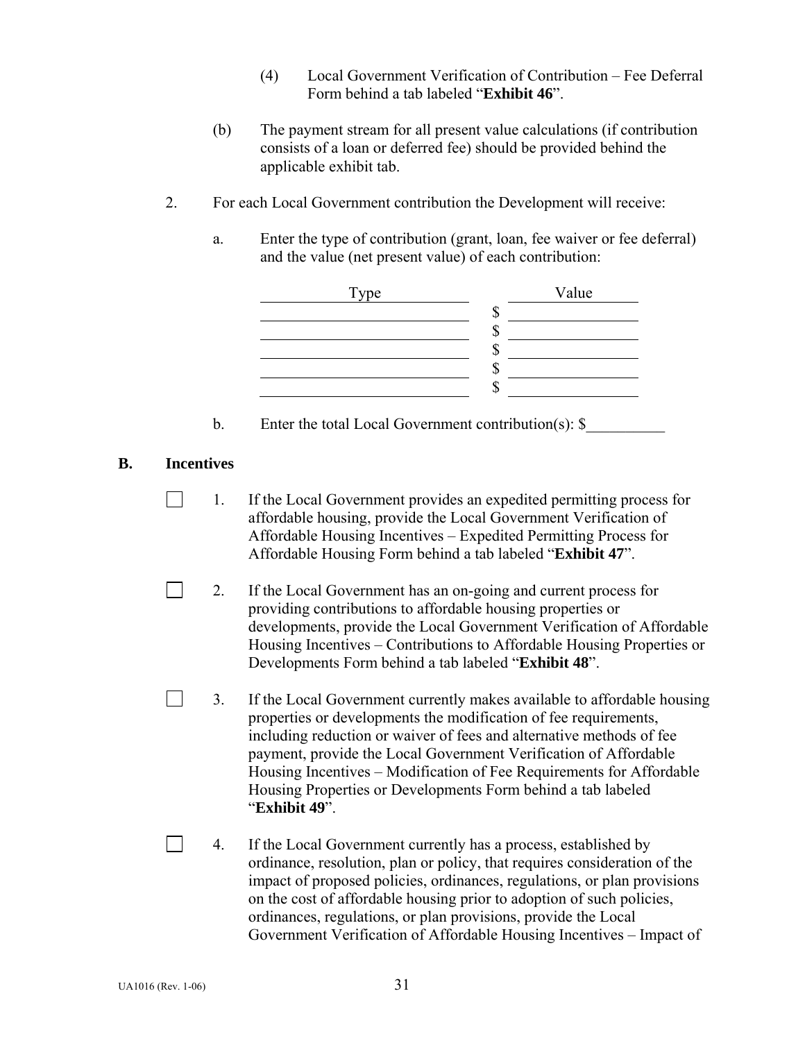(4) Local Government Verification of Contribution – Fee Deferral Form behind a tab labeled "**Exhibit 46**".

(b) The payment stream for all present value calculations (if contribution consists of a loan or deferred fee) should be provided behind the applicable exhibit tab.

2. For each Local Government contribution the Development will receive:

a. Enter the type of contribution (grant, loan, fee waiver or fee deferral) and the value (net present value) of each contribution:

| Type | Value |
|---|---|
| | $ |
| | $ |
| | $ |
| | $ |
| | $ |

b. Enter the total Local Government contribution(s): $__________

## B. Incentives

☐ 1. If the Local Government provides an expedited permitting process for affordable housing, provide the Local Government Verification of Affordable Housing Incentives – Expedited Permitting Process for Affordable Housing Form behind a tab labeled "**Exhibit 47**".

☐ 2. If the Local Government has an on-going and current process for providing contributions to affordable housing properties or developments, provide the Local Government Verification of Affordable Housing Incentives – Contributions to Affordable Housing Properties or Developments Form behind a tab labeled "**Exhibit 48**".

☐ 3. If the Local Government currently makes available to affordable housing properties or developments the modification of fee requirements, including reduction or waiver of fees and alternative methods of fee payment, provide the Local Government Verification of Affordable Housing Incentives – Modification of Fee Requirements for Affordable Housing Properties or Developments Form behind a tab labeled "**Exhibit 49**".

☐ 4. If the Local Government currently has a process, established by ordinance, resolution, plan or policy, that requires consideration of the impact of proposed policies, ordinances, regulations, or plan provisions on the cost of affordable housing prior to adoption of such policies, ordinances, regulations, or plan provisions, provide the Local Government Verification of Affordable Housing Incentives – Impact of

UA1016 (Rev. 1-06)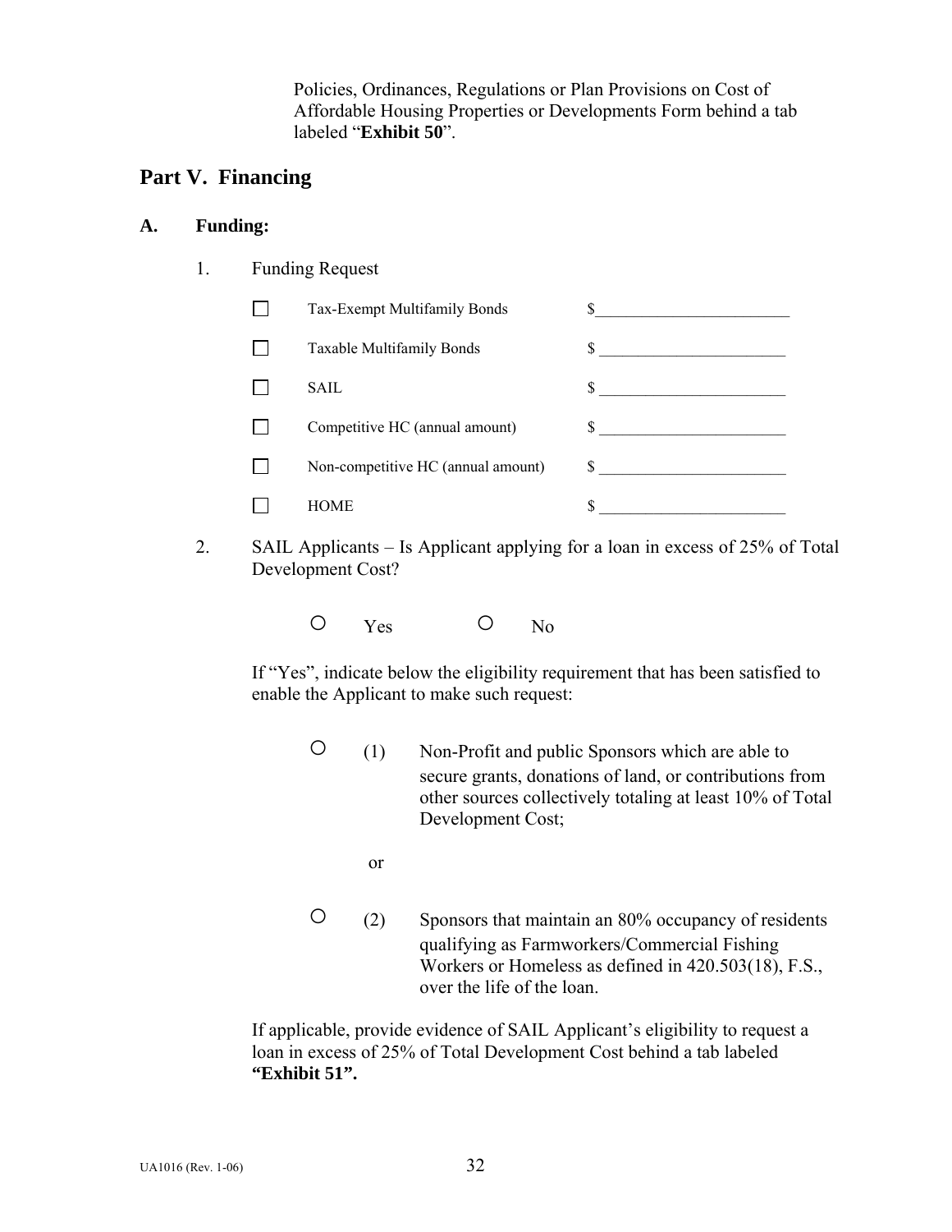Policies, Ordinances, Regulations or Plan Provisions on Cost of Affordable Housing Properties or Developments Form behind a tab labeled "**Exhibit 50**".

## Part V. Financing

### A. Funding:

1. Funding Request

| | | |
|---|---|---|
| ☐ | Tax-Exempt Multifamily Bonds | $________________________ |
| ☐ | Taxable Multifamily Bonds | $ ________________________ |
| ☐ | SAIL | $ ________________________ |
| ☐ | Competitive HC (annual amount) | $ ________________________ |
| ☐ | Non-competitive HC (annual amount) | $ ________________________ |
| ☐ | HOME | $ ________________________ |

2. SAIL Applicants – Is Applicant applying for a loan in excess of 25% of Total Development Cost?

   ○ Yes ○ No

   If "Yes", indicate below the eligibility requirement that has been satisfied to enable the Applicant to make such request:

   ○ (1) Non-Profit and public Sponsors which are able to secure grants, donations of land, or contributions from other sources collectively totaling at least 10% of Total Development Cost;

   or

   ○ (2) Sponsors that maintain an 80% occupancy of residents qualifying as Farmworkers/Commercial Fishing Workers or Homeless as defined in 420.503(18), F.S., over the life of the loan.

   If applicable, provide evidence of SAIL Applicant's eligibility to request a loan in excess of 25% of Total Development Cost behind a tab labeled **"Exhibit 51".**

UA1016 (Rev. 1-06)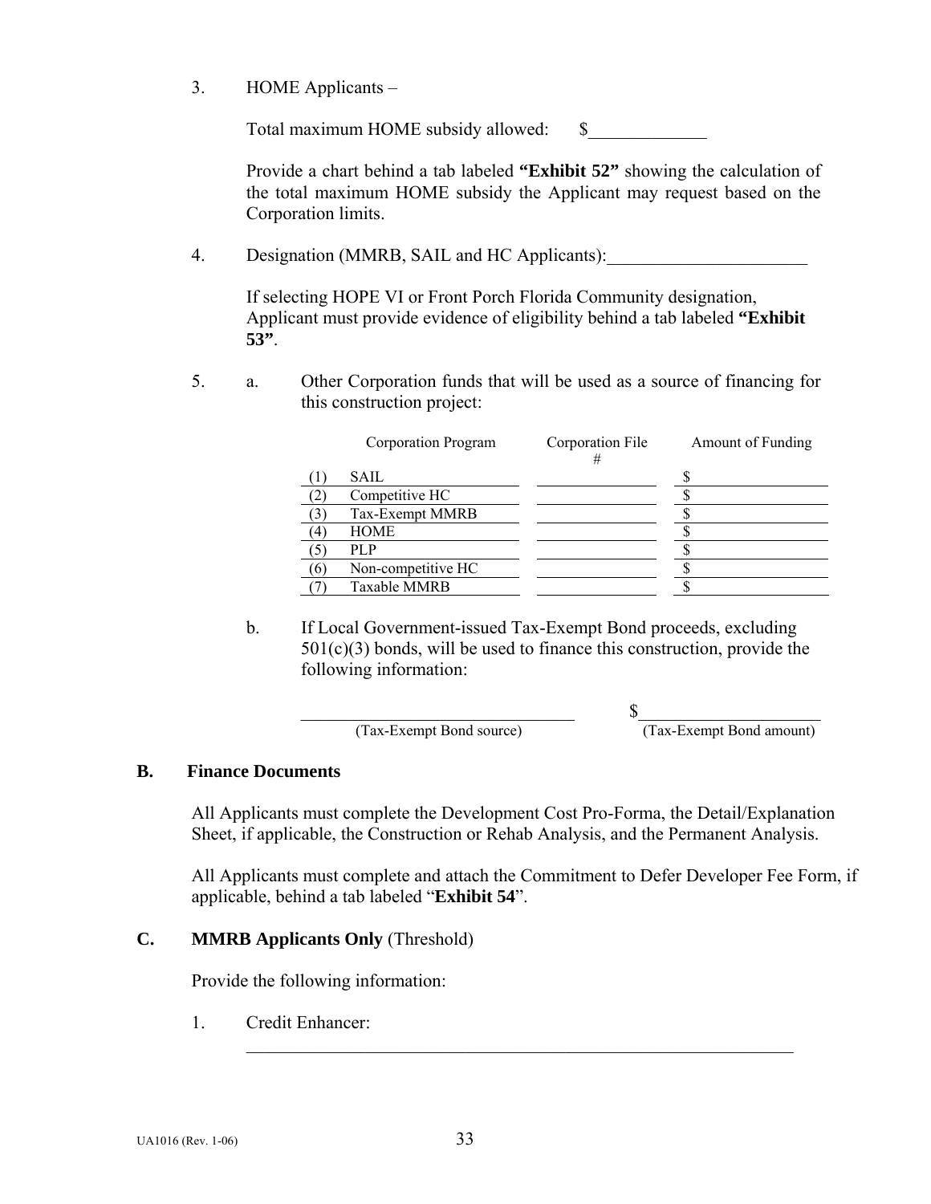3. HOME Applicants –

   Total maximum HOME subsidy allowed: $_____________

   Provide a chart behind a tab labeled **"Exhibit 52"** showing the calculation of the total maximum HOME subsidy the Applicant may request based on the Corporation limits.

4. Designation (MMRB, SAIL and HC Applicants):______________________

   If selecting HOPE VI or Front Porch Florida Community designation, Applicant must provide evidence of eligibility behind a tab labeled **"Exhibit 53"**.

5. a. Other Corporation funds that will be used as a source of financing for this construction project:

| | Corporation Program | Corporation File # | Amount of Funding |
|---|---|---|---|
| (1) | SAIL | | $ |
| (2) | Competitive HC | | $ |
| (3) | Tax-Exempt MMRB | | $ |
| (4) | HOME | | $ |
| (5) | PLP | | $ |
| (6) | Non-competitive HC | | $ |
| (7) | Taxable MMRB | | $ |

   b. If Local Government-issued Tax-Exempt Bond proceeds, excluding 501(c)(3) bonds, will be used to finance this construction, provide the following information:

   ________________________________ $____________________

   (Tax-Exempt Bond source) (Tax-Exempt Bond amount)

## B. Finance Documents

All Applicants must complete the Development Cost Pro-Forma, the Detail/Explanation Sheet, if applicable, the Construction or Rehab Analysis, and the Permanent Analysis.

All Applicants must complete and attach the Commitment to Defer Developer Fee Form, if applicable, behind a tab labeled "**Exhibit 54**".

## C. MMRB Applicants Only (Threshold)

Provide the following information:

1. Credit Enhancer:

   ____________________________________________________________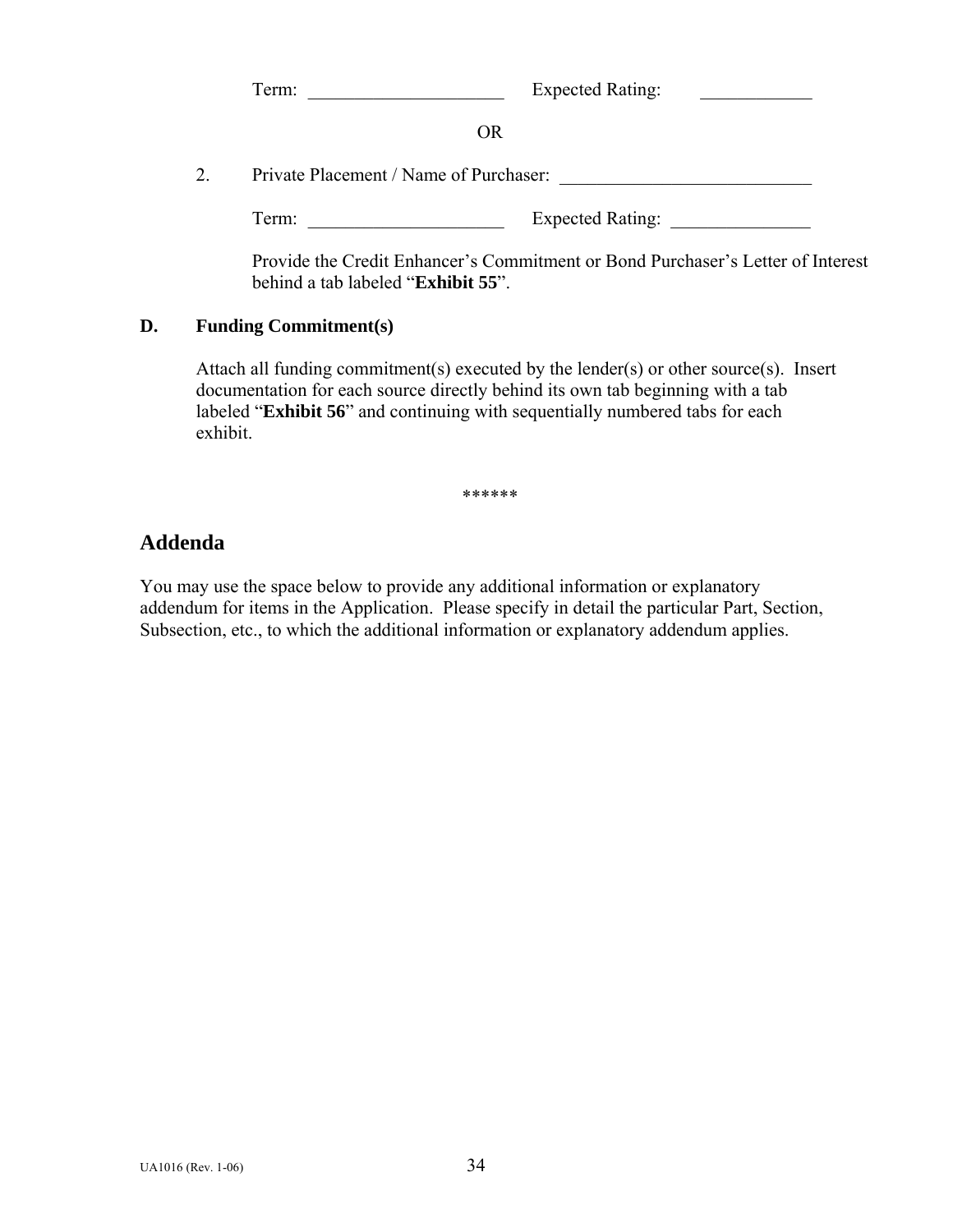Term: _____________________ Expected Rating: ____________

OR

2. Private Placement / Name of Purchaser: ___________________________

Term: _____________________ Expected Rating: _______________

Provide the Credit Enhancer's Commitment or Bond Purchaser's Letter of Interest behind a tab labeled "**Exhibit 55**".

**D. Funding Commitment(s)**

Attach all funding commitment(s) executed by the lender(s) or other source(s). Insert documentation for each source directly behind its own tab beginning with a tab labeled "**Exhibit 56**" and continuing with sequentially numbered tabs for each exhibit.

******

## Addenda

You may use the space below to provide any additional information or explanatory addendum for items in the Application. Please specify in detail the particular Part, Section, Subsection, etc., to which the additional information or explanatory addendum applies.

UA1016 (Rev. 1-06)